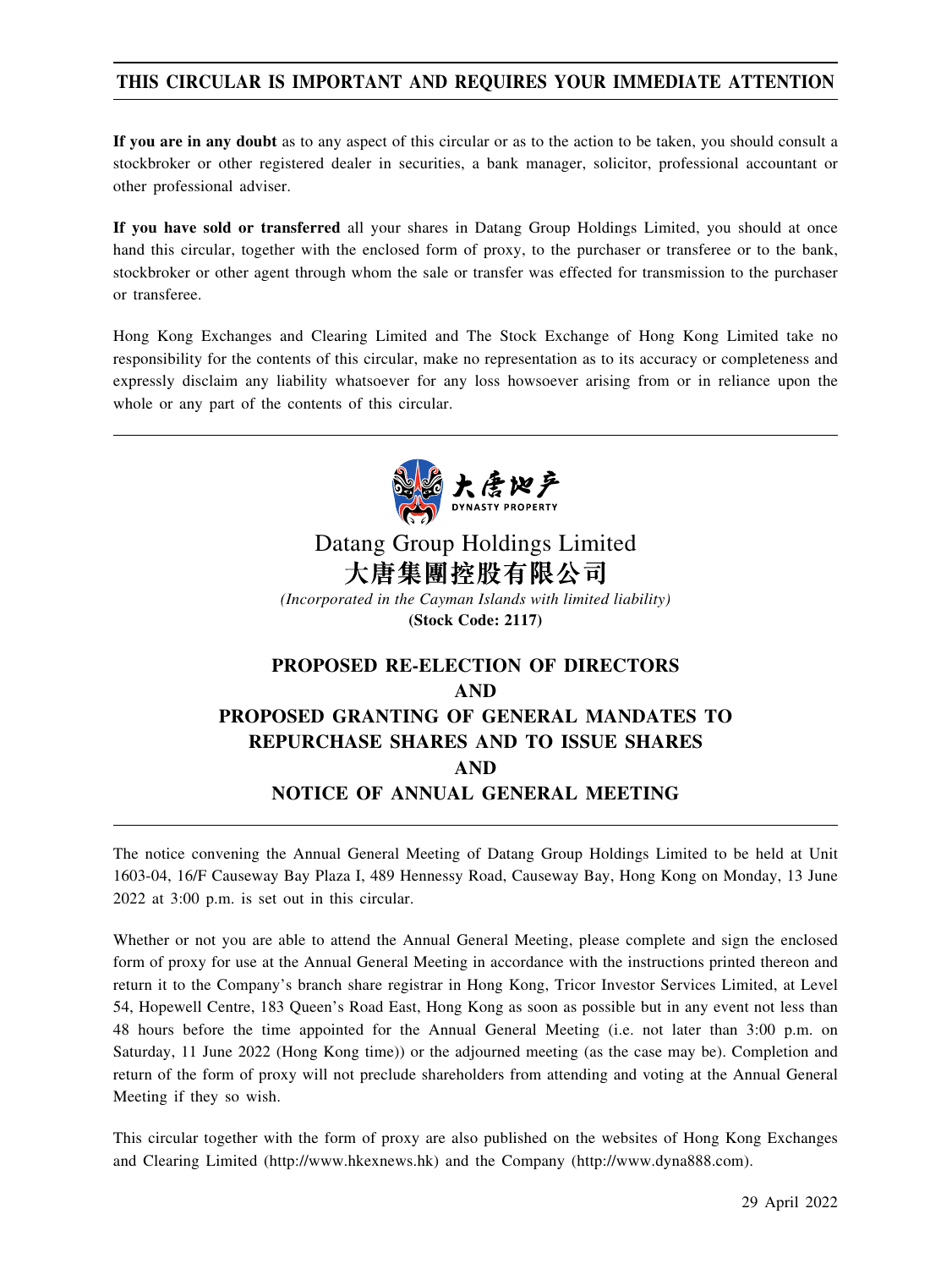**THIS CIRCULAR IS IMPORTANT AND REQUIRES YOUR IMMEDIATE ATTENTION**

**If you are in any doubt** as to any aspect of this circular or as to the action to be taken, you should consult a stockbroker or other registered dealer in securities, a bank manager, solicitor, professional accountant or other professional adviser.

**If you have sold or transferred** all your shares in Datang Group Holdings Limited, you should at once hand this circular, together with the enclosed form of proxy, to the purchaser or transferee or to the bank, stockbroker or other agent through whom the sale or transfer was effected for transmission to the purchaser or transferee.

Hong Kong Exchanges and Clearing Limited and The Stock Exchange of Hong Kong Limited take no responsibility for the contents of this circular, make no representation as to its accuracy or completeness and expressly disclaim any liability whatsoever for any loss howsoever arising from or in reliance upon the whole or any part of the contents of this circular.

大唐地产
DYNASTY PROPERTY

# Datang Group Holdings Limited
# 大唐集團控股有限公司

*(Incorporated in the Cayman Islands with limited liability)*
**(Stock Code: 2117)**

## PROPOSED RE-ELECTION OF DIRECTORS AND PROPOSED GRANTING OF GENERAL MANDATES TO REPURCHASE SHARES AND TO ISSUE SHARES AND NOTICE OF ANNUAL GENERAL MEETING

The notice convening the Annual General Meeting of Datang Group Holdings Limited to be held at Unit 1603-04, 16/F Causeway Bay Plaza I, 489 Hennessy Road, Causeway Bay, Hong Kong on Monday, 13 June 2022 at 3:00 p.m. is set out in this circular.

Whether or not you are able to attend the Annual General Meeting, please complete and sign the enclosed form of proxy for use at the Annual General Meeting in accordance with the instructions printed thereon and return it to the Company's branch share registrar in Hong Kong, Tricor Investor Services Limited, at Level 54, Hopewell Centre, 183 Queen's Road East, Hong Kong as soon as possible but in any event not less than 48 hours before the time appointed for the Annual General Meeting (i.e. not later than 3:00 p.m. on Saturday, 11 June 2022 (Hong Kong time)) or the adjourned meeting (as the case may be). Completion and return of the form of proxy will not preclude shareholders from attending and voting at the Annual General Meeting if they so wish.

This circular together with the form of proxy are also published on the websites of Hong Kong Exchanges and Clearing Limited (http://www.hkexnews.hk) and the Company (http://www.dyna888.com).

29 April 2022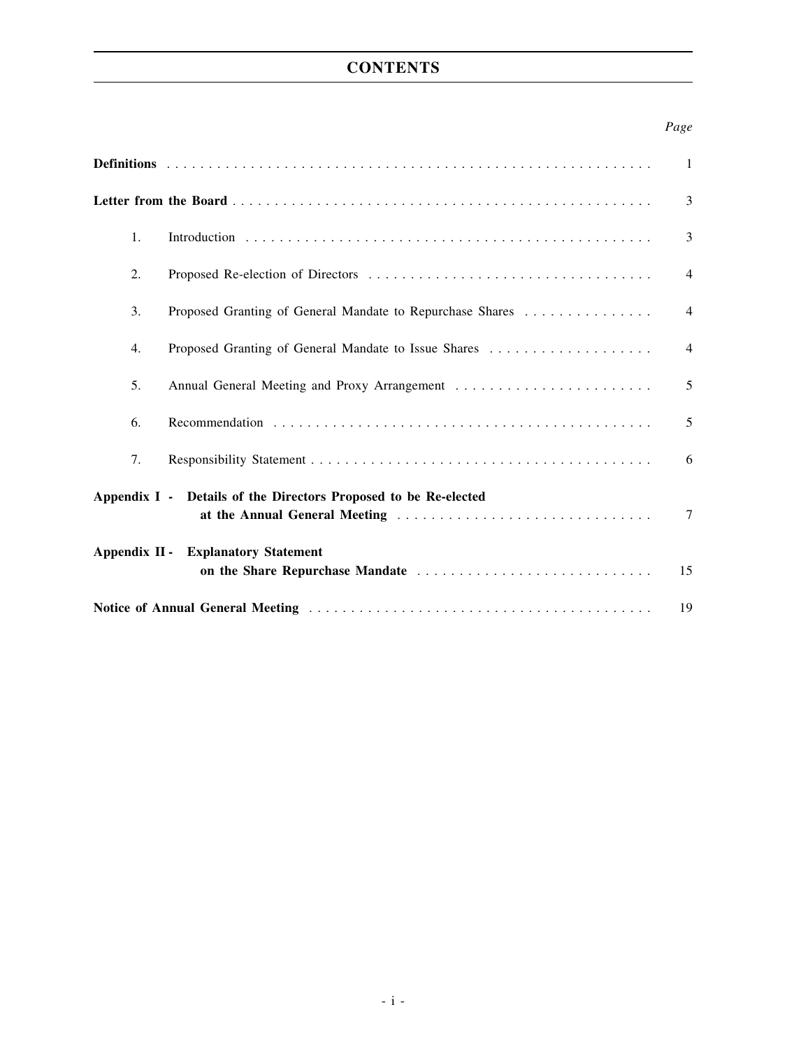# CONTENTS

| | | Page |
|---|---|---|
| **Definitions** | | 1 |
| **Letter from the Board** | | 3 |
| 1. | Introduction | 3 |
| 2. | Proposed Re-election of Directors | 4 |
| 3. | Proposed Granting of General Mandate to Repurchase Shares | 4 |
| 4. | Proposed Granting of General Mandate to Issue Shares | 4 |
| 5. | Annual General Meeting and Proxy Arrangement | 5 |
| 6. | Recommendation | 5 |
| 7. | Responsibility Statement | 6 |
| **Appendix I -** | **Details of the Directors Proposed to be Re-elected at the Annual General Meeting** | 7 |
| **Appendix II -** | **Explanatory Statement on the Share Repurchase Mandate** | 15 |
| **Notice of Annual General Meeting** | | 19 |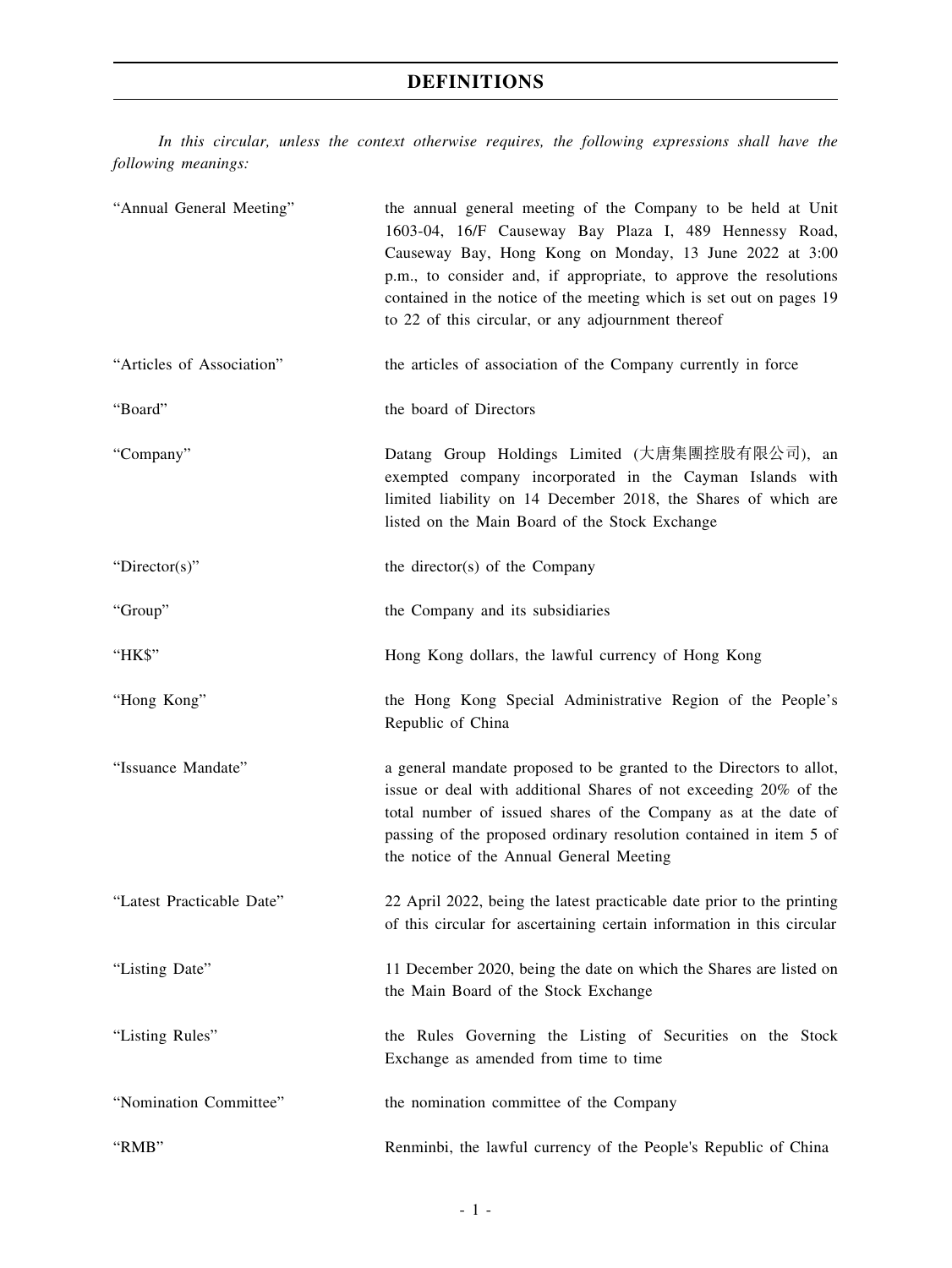# DEFINITIONS

*In this circular, unless the context otherwise requires, the following expressions shall have the following meanings:*

| | |
|---|---|
| "Annual General Meeting" | the annual general meeting of the Company to be held at Unit 1603-04, 16/F Causeway Bay Plaza I, 489 Hennessy Road, Causeway Bay, Hong Kong on Monday, 13 June 2022 at 3:00 p.m., to consider and, if appropriate, to approve the resolutions contained in the notice of the meeting which is set out on pages 19 to 22 of this circular, or any adjournment thereof |
| "Articles of Association" | the articles of association of the Company currently in force |
| "Board" | the board of Directors |
| "Company" | Datang Group Holdings Limited (大唐集團控股有限公司), an exempted company incorporated in the Cayman Islands with limited liability on 14 December 2018, the Shares of which are listed on the Main Board of the Stock Exchange |
| "Director(s)" | the director(s) of the Company |
| "Group" | the Company and its subsidiaries |
| "HK$" | Hong Kong dollars, the lawful currency of Hong Kong |
| "Hong Kong" | the Hong Kong Special Administrative Region of the People's Republic of China |
| "Issuance Mandate" | a general mandate proposed to be granted to the Directors to allot, issue or deal with additional Shares of not exceeding 20% of the total number of issued shares of the Company as at the date of passing of the proposed ordinary resolution contained in item 5 of the notice of the Annual General Meeting |
| "Latest Practicable Date" | 22 April 2022, being the latest practicable date prior to the printing of this circular for ascertaining certain information in this circular |
| "Listing Date" | 11 December 2020, being the date on which the Shares are listed on the Main Board of the Stock Exchange |
| "Listing Rules" | the Rules Governing the Listing of Securities on the Stock Exchange as amended from time to time |
| "Nomination Committee" | the nomination committee of the Company |
| "RMB" | Renminbi, the lawful currency of the People's Republic of China |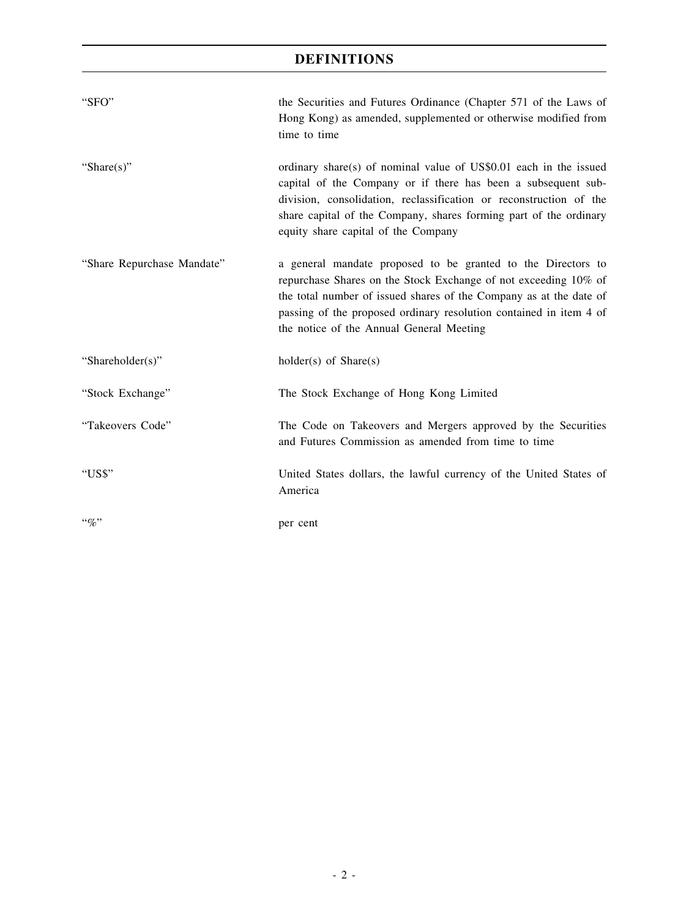## DEFINITIONS

| | |
|---|---|
| "SFO" | the Securities and Futures Ordinance (Chapter 571 of the Laws of Hong Kong) as amended, supplemented or otherwise modified from time to time |
| "Share(s)" | ordinary share(s) of nominal value of US$0.01 each in the issued capital of the Company or if there has been a subsequent sub-division, consolidation, reclassification or reconstruction of the share capital of the Company, shares forming part of the ordinary equity share capital of the Company |
| "Share Repurchase Mandate" | a general mandate proposed to be granted to the Directors to repurchase Shares on the Stock Exchange of not exceeding 10% of the total number of issued shares of the Company as at the date of passing of the proposed ordinary resolution contained in item 4 of the notice of the Annual General Meeting |
| "Shareholder(s)" | holder(s) of Share(s) |
| "Stock Exchange" | The Stock Exchange of Hong Kong Limited |
| "Takeovers Code" | The Code on Takeovers and Mergers approved by the Securities and Futures Commission as amended from time to time |
| "US$" | United States dollars, the lawful currency of the United States of America |
| "%" | per cent |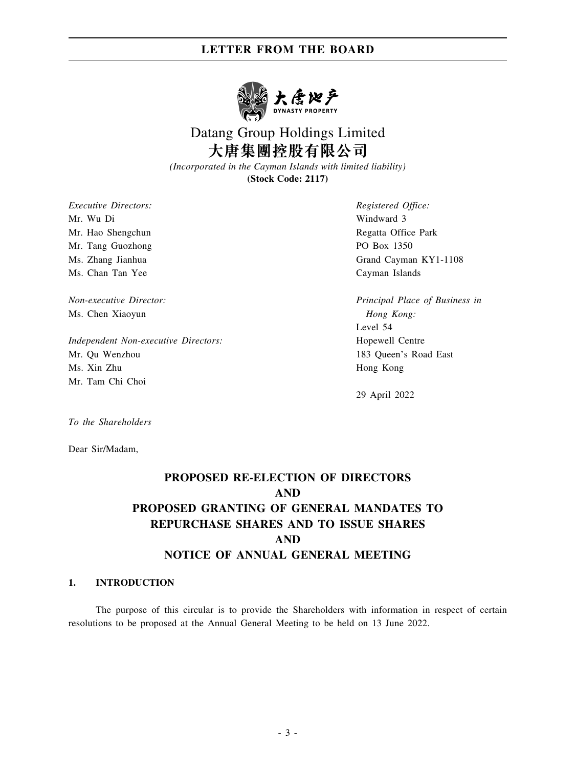# LETTER FROM THE BOARD

Datang Group Holdings Limited

**大唐集團控股有限公司**

*(Incorporated in the Cayman Islands with limited liability)*

**(Stock Code: 2117)**

*Executive Directors:*
Mr. Wu Di
Mr. Hao Shengchun
Mr. Tang Guozhong
Ms. Zhang Jianhua
Ms. Chan Tan Yee

*Non-executive Director:*
Ms. Chen Xiaoyun

*Independent Non-executive Directors:*
Mr. Qu Wenzhou
Ms. Xin Zhu
Mr. Tam Chi Choi

*Registered Office:*
Windward 3
Regatta Office Park
PO Box 1350
Grand Cayman KY1-1108
Cayman Islands

*Principal Place of Business in Hong Kong:*
Level 54
Hopewell Centre
183 Queen's Road East
Hong Kong

29 April 2022

*To the Shareholders*

Dear Sir/Madam,

## PROPOSED RE-ELECTION OF DIRECTORS AND PROPOSED GRANTING OF GENERAL MANDATES TO REPURCHASE SHARES AND TO ISSUE SHARES AND NOTICE OF ANNUAL GENERAL MEETING

### 1. INTRODUCTION

The purpose of this circular is to provide the Shareholders with information in respect of certain resolutions to be proposed at the Annual General Meeting to be held on 13 June 2022.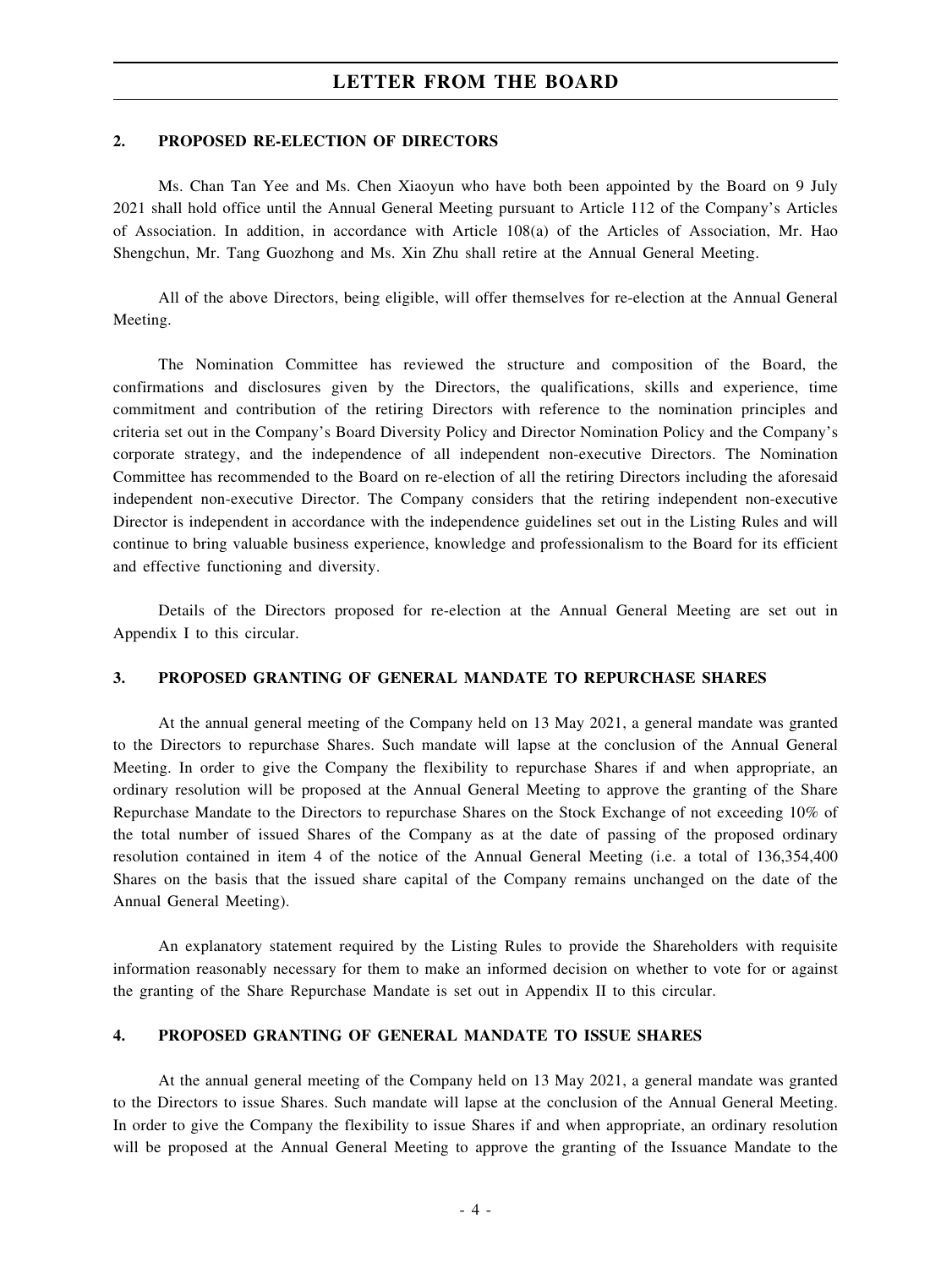## 2. PROPOSED RE-ELECTION OF DIRECTORS

Ms. Chan Tan Yee and Ms. Chen Xiaoyun who have both been appointed by the Board on 9 July 2021 shall hold office until the Annual General Meeting pursuant to Article 112 of the Company's Articles of Association. In addition, in accordance with Article 108(a) of the Articles of Association, Mr. Hao Shengchun, Mr. Tang Guozhong and Ms. Xin Zhu shall retire at the Annual General Meeting.

All of the above Directors, being eligible, will offer themselves for re-election at the Annual General Meeting.

The Nomination Committee has reviewed the structure and composition of the Board, the confirmations and disclosures given by the Directors, the qualifications, skills and experience, time commitment and contribution of the retiring Directors with reference to the nomination principles and criteria set out in the Company's Board Diversity Policy and Director Nomination Policy and the Company's corporate strategy, and the independence of all independent non-executive Directors. The Nomination Committee has recommended to the Board on re-election of all the retiring Directors including the aforesaid independent non-executive Director. The Company considers that the retiring independent non-executive Director is independent in accordance with the independence guidelines set out in the Listing Rules and will continue to bring valuable business experience, knowledge and professionalism to the Board for its efficient and effective functioning and diversity.

Details of the Directors proposed for re-election at the Annual General Meeting are set out in Appendix I to this circular.

## 3. PROPOSED GRANTING OF GENERAL MANDATE TO REPURCHASE SHARES

At the annual general meeting of the Company held on 13 May 2021, a general mandate was granted to the Directors to repurchase Shares. Such mandate will lapse at the conclusion of the Annual General Meeting. In order to give the Company the flexibility to repurchase Shares if and when appropriate, an ordinary resolution will be proposed at the Annual General Meeting to approve the granting of the Share Repurchase Mandate to the Directors to repurchase Shares on the Stock Exchange of not exceeding 10% of the total number of issued Shares of the Company as at the date of passing of the proposed ordinary resolution contained in item 4 of the notice of the Annual General Meeting (i.e. a total of 136,354,400 Shares on the basis that the issued share capital of the Company remains unchanged on the date of the Annual General Meeting).

An explanatory statement required by the Listing Rules to provide the Shareholders with requisite information reasonably necessary for them to make an informed decision on whether to vote for or against the granting of the Share Repurchase Mandate is set out in Appendix II to this circular.

## 4. PROPOSED GRANTING OF GENERAL MANDATE TO ISSUE SHARES

At the annual general meeting of the Company held on 13 May 2021, a general mandate was granted to the Directors to issue Shares. Such mandate will lapse at the conclusion of the Annual General Meeting. In order to give the Company the flexibility to issue Shares if and when appropriate, an ordinary resolution will be proposed at the Annual General Meeting to approve the granting of the Issuance Mandate to the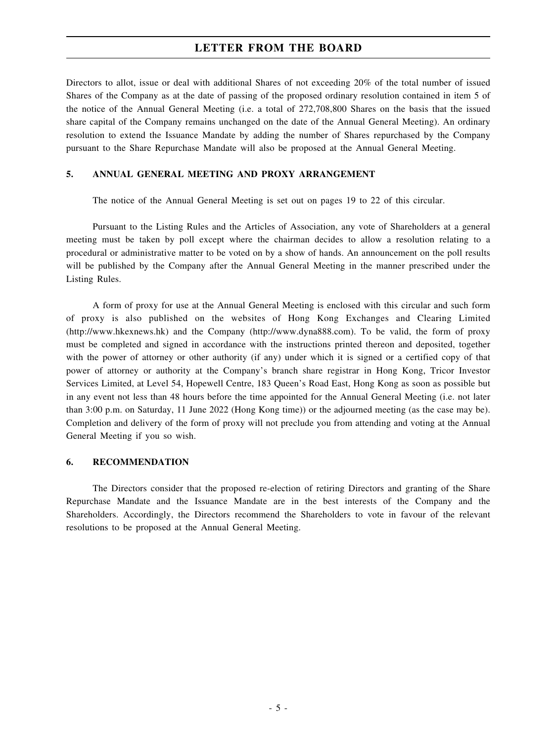Directors to allot, issue or deal with additional Shares of not exceeding 20% of the total number of issued Shares of the Company as at the date of passing of the proposed ordinary resolution contained in item 5 of the notice of the Annual General Meeting (i.e. a total of 272,708,800 Shares on the basis that the issued share capital of the Company remains unchanged on the date of the Annual General Meeting). An ordinary resolution to extend the Issuance Mandate by adding the number of Shares repurchased by the Company pursuant to the Share Repurchase Mandate will also be proposed at the Annual General Meeting.

## 5. ANNUAL GENERAL MEETING AND PROXY ARRANGEMENT

The notice of the Annual General Meeting is set out on pages 19 to 22 of this circular.

Pursuant to the Listing Rules and the Articles of Association, any vote of Shareholders at a general meeting must be taken by poll except where the chairman decides to allow a resolution relating to a procedural or administrative matter to be voted on by a show of hands. An announcement on the poll results will be published by the Company after the Annual General Meeting in the manner prescribed under the Listing Rules.

A form of proxy for use at the Annual General Meeting is enclosed with this circular and such form of proxy is also published on the websites of Hong Kong Exchanges and Clearing Limited (http://www.hkexnews.hk) and the Company (http://www.dyna888.com). To be valid, the form of proxy must be completed and signed in accordance with the instructions printed thereon and deposited, together with the power of attorney or other authority (if any) under which it is signed or a certified copy of that power of attorney or authority at the Company's branch share registrar in Hong Kong, Tricor Investor Services Limited, at Level 54, Hopewell Centre, 183 Queen's Road East, Hong Kong as soon as possible but in any event not less than 48 hours before the time appointed for the Annual General Meeting (i.e. not later than 3:00 p.m. on Saturday, 11 June 2022 (Hong Kong time)) or the adjourned meeting (as the case may be). Completion and delivery of the form of proxy will not preclude you from attending and voting at the Annual General Meeting if you so wish.

## 6. RECOMMENDATION

The Directors consider that the proposed re-election of retiring Directors and granting of the Share Repurchase Mandate and the Issuance Mandate are in the best interests of the Company and the Shareholders. Accordingly, the Directors recommend the Shareholders to vote in favour of the relevant resolutions to be proposed at the Annual General Meeting.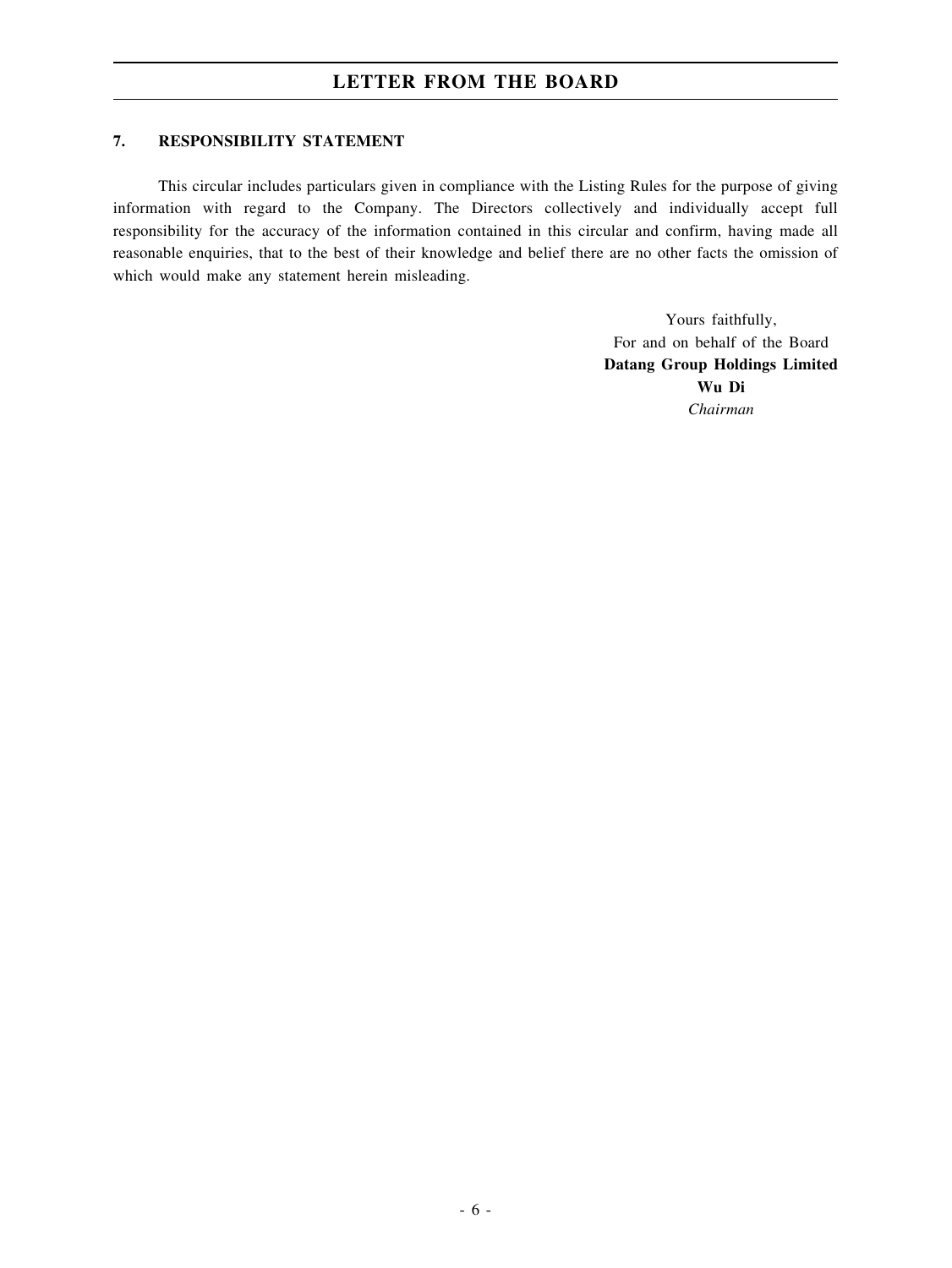## 7. RESPONSIBILITY STATEMENT

This circular includes particulars given in compliance with the Listing Rules for the purpose of giving information with regard to the Company. The Directors collectively and individually accept full responsibility for the accuracy of the information contained in this circular and confirm, having made all reasonable enquiries, that to the best of their knowledge and belief there are no other facts the omission of which would make any statement herein misleading.

Yours faithfully,
For and on behalf of the Board
**Datang Group Holdings Limited**
**Wu Di**
*Chairman*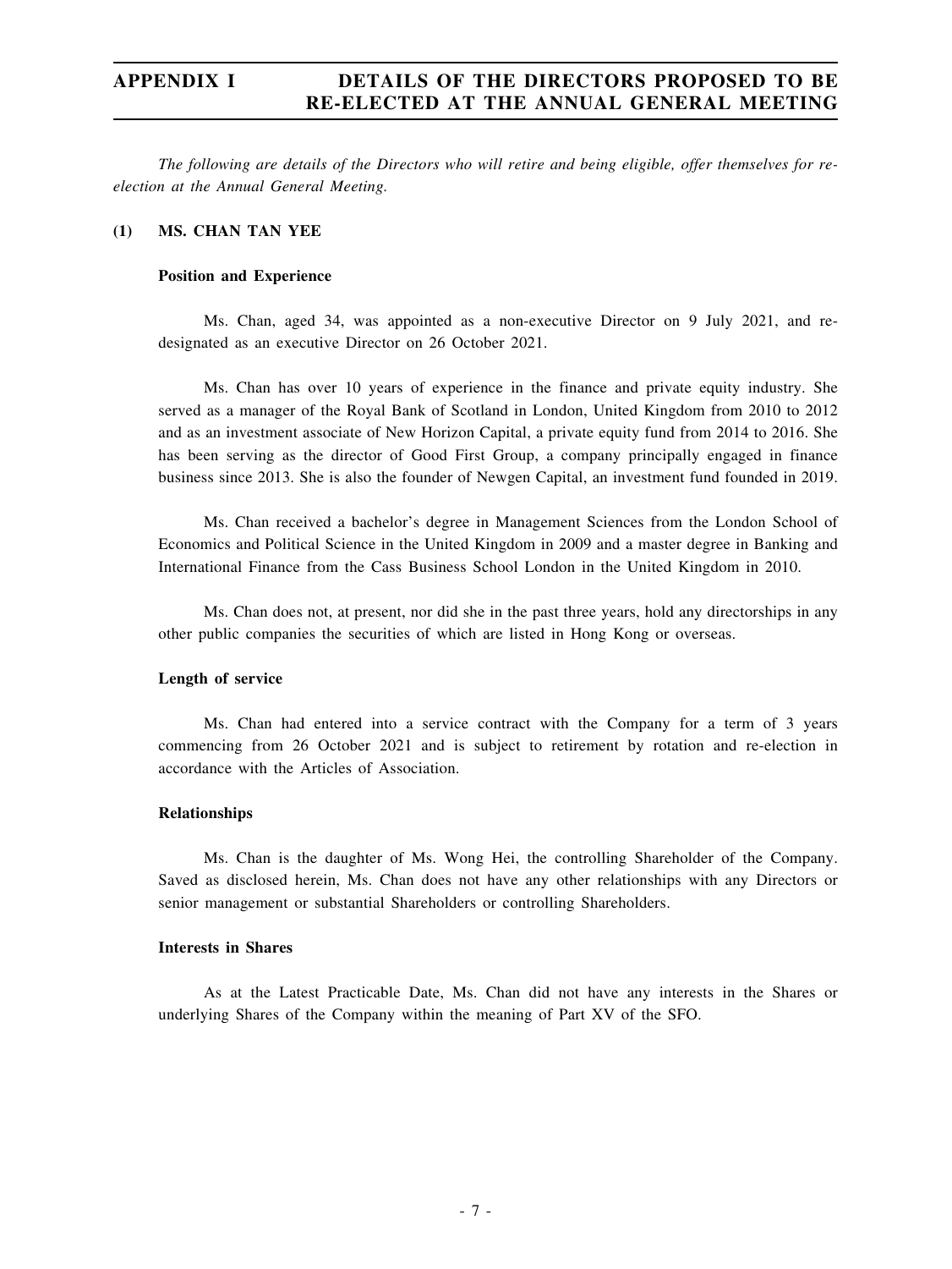# APPENDIX I DETAILS OF THE DIRECTORS PROPOSED TO BE RE-ELECTED AT THE ANNUAL GENERAL MEETING

*The following are details of the Directors who will retire and being eligible, offer themselves for re-election at the Annual General Meeting.*

## (1) MS. CHAN TAN YEE

### Position and Experience

Ms. Chan, aged 34, was appointed as a non-executive Director on 9 July 2021, and re-designated as an executive Director on 26 October 2021.

Ms. Chan has over 10 years of experience in the finance and private equity industry. She served as a manager of the Royal Bank of Scotland in London, United Kingdom from 2010 to 2012 and as an investment associate of New Horizon Capital, a private equity fund from 2014 to 2016. She has been serving as the director of Good First Group, a company principally engaged in finance business since 2013. She is also the founder of Newgen Capital, an investment fund founded in 2019.

Ms. Chan received a bachelor's degree in Management Sciences from the London School of Economics and Political Science in the United Kingdom in 2009 and a master degree in Banking and International Finance from the Cass Business School London in the United Kingdom in 2010.

Ms. Chan does not, at present, nor did she in the past three years, hold any directorships in any other public companies the securities of which are listed in Hong Kong or overseas.

### Length of service

Ms. Chan had entered into a service contract with the Company for a term of 3 years commencing from 26 October 2021 and is subject to retirement by rotation and re-election in accordance with the Articles of Association.

### Relationships

Ms. Chan is the daughter of Ms. Wong Hei, the controlling Shareholder of the Company. Saved as disclosed herein, Ms. Chan does not have any other relationships with any Directors or senior management or substantial Shareholders or controlling Shareholders.

### Interests in Shares

As at the Latest Practicable Date, Ms. Chan did not have any interests in the Shares or underlying Shares of the Company within the meaning of Part XV of the SFO.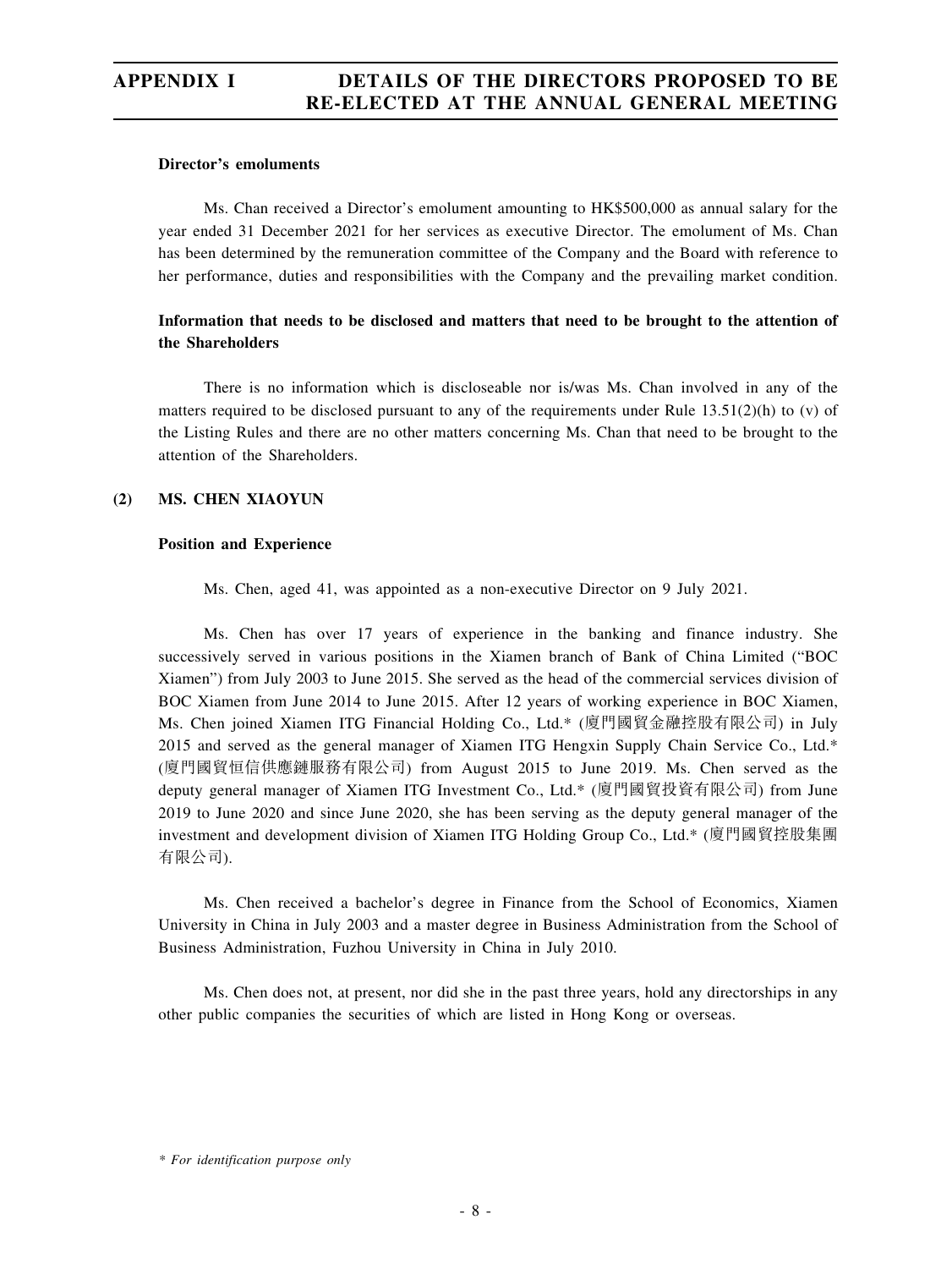**Director's emoluments**

Ms. Chan received a Director's emolument amounting to HK$500,000 as annual salary for the year ended 31 December 2021 for her services as executive Director. The emolument of Ms. Chan has been determined by the remuneration committee of the Company and the Board with reference to her performance, duties and responsibilities with the Company and the prevailing market condition.

**Information that needs to be disclosed and matters that need to be brought to the attention of the Shareholders**

There is no information which is discloseable nor is/was Ms. Chan involved in any of the matters required to be disclosed pursuant to any of the requirements under Rule 13.51(2)(h) to (v) of the Listing Rules and there are no other matters concerning Ms. Chan that need to be brought to the attention of the Shareholders.

**(2) MS. CHEN XIAOYUN**

**Position and Experience**

Ms. Chen, aged 41, was appointed as a non-executive Director on 9 July 2021.

Ms. Chen has over 17 years of experience in the banking and finance industry. She successively served in various positions in the Xiamen branch of Bank of China Limited ("BOC Xiamen") from July 2003 to June 2015. She served as the head of the commercial services division of BOC Xiamen from June 2014 to June 2015. After 12 years of working experience in BOC Xiamen, Ms. Chen joined Xiamen ITG Financial Holding Co., Ltd.* (廈門國貿金融控股有限公司) in July 2015 and served as the general manager of Xiamen ITG Hengxin Supply Chain Service Co., Ltd.* (廈門國貿恒信供應鏈服務有限公司) from August 2015 to June 2019. Ms. Chen served as the deputy general manager of Xiamen ITG Investment Co., Ltd.* (廈門國貿投資有限公司) from June 2019 to June 2020 and since June 2020, she has been serving as the deputy general manager of the investment and development division of Xiamen ITG Holding Group Co., Ltd.* (廈門國貿控股集團有限公司).

Ms. Chen received a bachelor's degree in Finance from the School of Economics, Xiamen University in China in July 2003 and a master degree in Business Administration from the School of Business Administration, Fuzhou University in China in July 2010.

Ms. Chen does not, at present, nor did she in the past three years, hold any directorships in any other public companies the securities of which are listed in Hong Kong or overseas.

*\* For identification purpose only*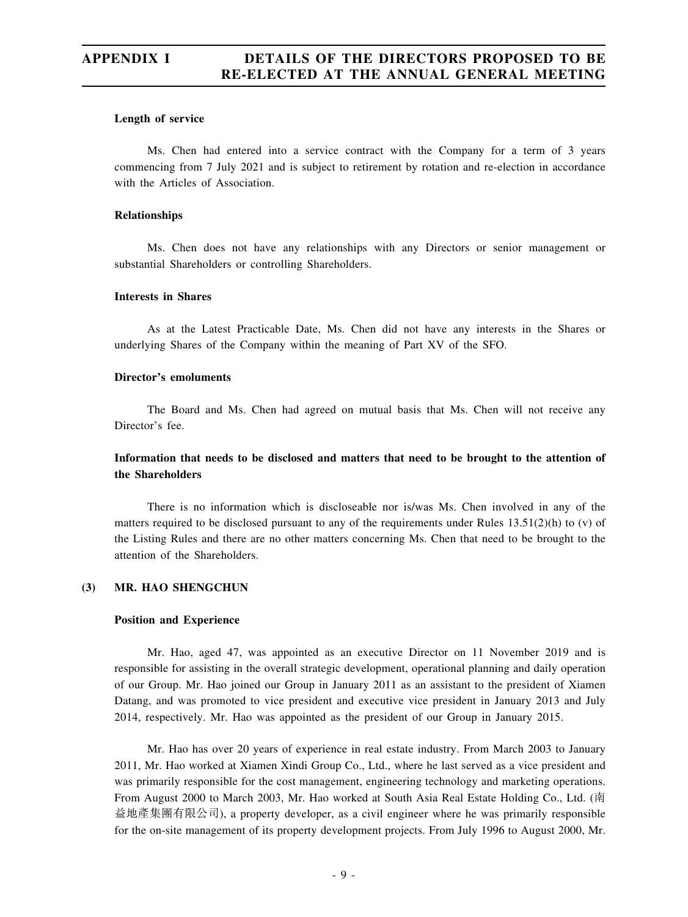**Length of service**

Ms. Chen had entered into a service contract with the Company for a term of 3 years commencing from 7 July 2021 and is subject to retirement by rotation and re-election in accordance with the Articles of Association.

**Relationships**

Ms. Chen does not have any relationships with any Directors or senior management or substantial Shareholders or controlling Shareholders.

**Interests in Shares**

As at the Latest Practicable Date, Ms. Chen did not have any interests in the Shares or underlying Shares of the Company within the meaning of Part XV of the SFO.

**Director's emoluments**

The Board and Ms. Chen had agreed on mutual basis that Ms. Chen will not receive any Director's fee.

**Information that needs to be disclosed and matters that need to be brought to the attention of the Shareholders**

There is no information which is discloseable nor is/was Ms. Chen involved in any of the matters required to be disclosed pursuant to any of the requirements under Rules 13.51(2)(h) to (v) of the Listing Rules and there are no other matters concerning Ms. Chen that need to be brought to the attention of the Shareholders.

**(3) MR. HAO SHENGCHUN**

**Position and Experience**

Mr. Hao, aged 47, was appointed as an executive Director on 11 November 2019 and is responsible for assisting in the overall strategic development, operational planning and daily operation of our Group. Mr. Hao joined our Group in January 2011 as an assistant to the president of Xiamen Datang, and was promoted to vice president and executive vice president in January 2013 and July 2014, respectively. Mr. Hao was appointed as the president of our Group in January 2015.

Mr. Hao has over 20 years of experience in real estate industry. From March 2003 to January 2011, Mr. Hao worked at Xiamen Xindi Group Co., Ltd., where he last served as a vice president and was primarily responsible for the cost management, engineering technology and marketing operations. From August 2000 to March 2003, Mr. Hao worked at South Asia Real Estate Holding Co., Ltd. (南益地產集團有限公司), a property developer, as a civil engineer where he was primarily responsible for the on-site management of its property development projects. From July 1996 to August 2000, Mr.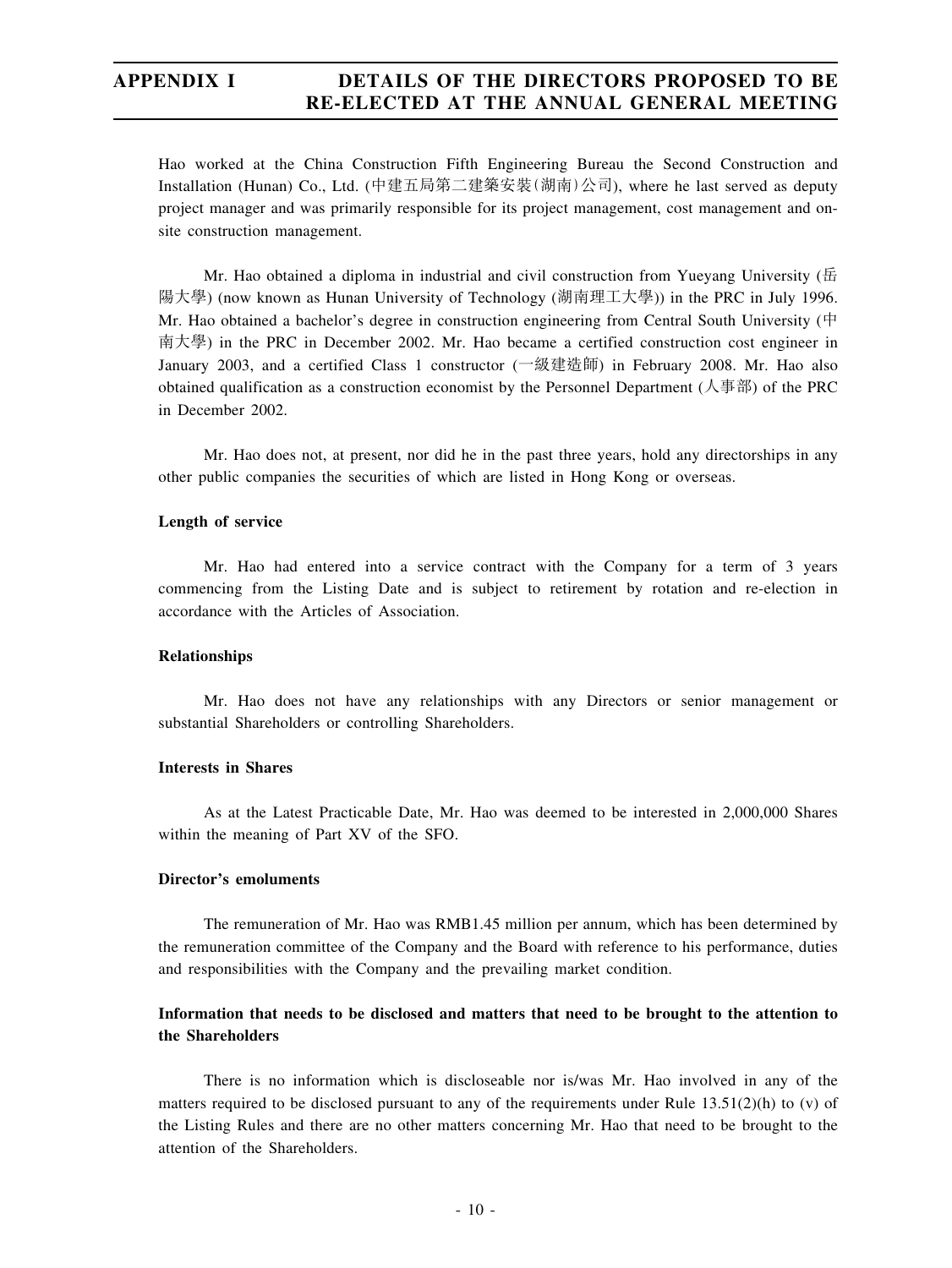Hao worked at the China Construction Fifth Engineering Bureau the Second Construction and Installation (Hunan) Co., Ltd. (中建五局第二建築安裝(湖南)公司), where he last served as deputy project manager and was primarily responsible for its project management, cost management and on-site construction management.

Mr. Hao obtained a diploma in industrial and civil construction from Yueyang University (岳陽大學) (now known as Hunan University of Technology (湖南理工大學)) in the PRC in July 1996. Mr. Hao obtained a bachelor's degree in construction engineering from Central South University (中南大學) in the PRC in December 2002. Mr. Hao became a certified construction cost engineer in January 2003, and a certified Class 1 constructor (一級建造師) in February 2008. Mr. Hao also obtained qualification as a construction economist by the Personnel Department (人事部) of the PRC in December 2002.

Mr. Hao does not, at present, nor did he in the past three years, hold any directorships in any other public companies the securities of which are listed in Hong Kong or overseas.

**Length of service**

Mr. Hao had entered into a service contract with the Company for a term of 3 years commencing from the Listing Date and is subject to retirement by rotation and re-election in accordance with the Articles of Association.

**Relationships**

Mr. Hao does not have any relationships with any Directors or senior management or substantial Shareholders or controlling Shareholders.

**Interests in Shares**

As at the Latest Practicable Date, Mr. Hao was deemed to be interested in 2,000,000 Shares within the meaning of Part XV of the SFO.

**Director's emoluments**

The remuneration of Mr. Hao was RMB1.45 million per annum, which has been determined by the remuneration committee of the Company and the Board with reference to his performance, duties and responsibilities with the Company and the prevailing market condition.

**Information that needs to be disclosed and matters that need to be brought to the attention to the Shareholders**

There is no information which is discloseable nor is/was Mr. Hao involved in any of the matters required to be disclosed pursuant to any of the requirements under Rule 13.51(2)(h) to (v) of the Listing Rules and there are no other matters concerning Mr. Hao that need to be brought to the attention of the Shareholders.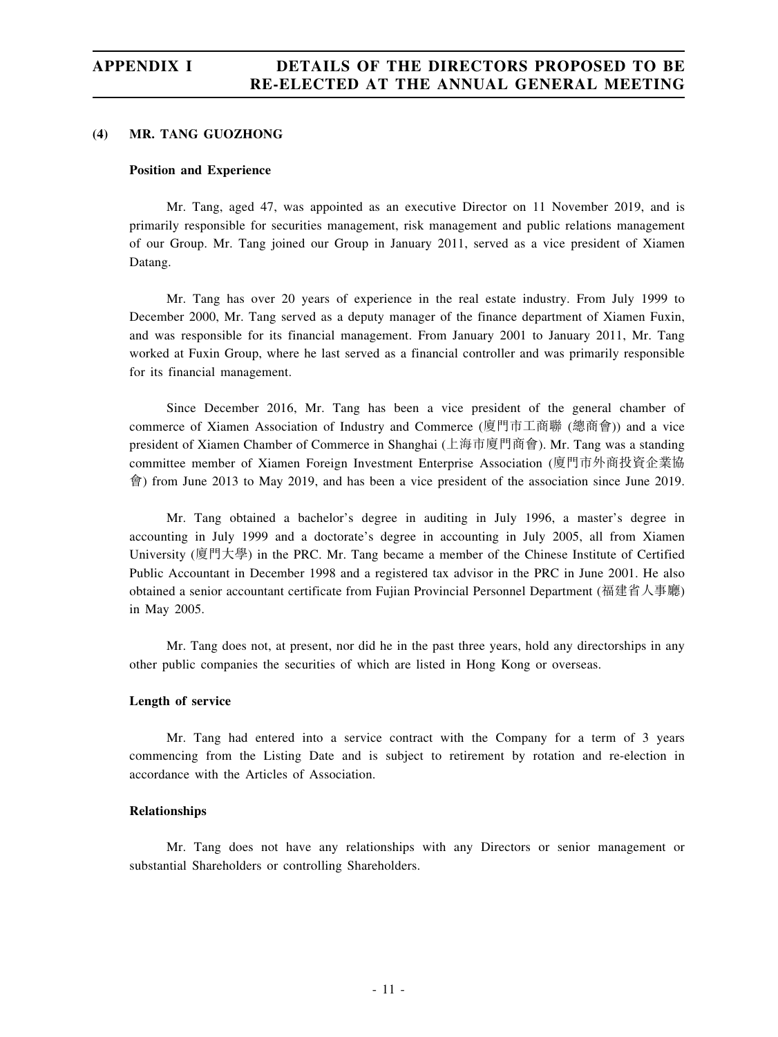#### (4) MR. TANG GUOZHONG

**Position and Experience**

Mr. Tang, aged 47, was appointed as an executive Director on 11 November 2019, and is primarily responsible for securities management, risk management and public relations management of our Group. Mr. Tang joined our Group in January 2011, served as a vice president of Xiamen Datang.

Mr. Tang has over 20 years of experience in the real estate industry. From July 1999 to December 2000, Mr. Tang served as a deputy manager of the finance department of Xiamen Fuxin, and was responsible for its financial management. From January 2001 to January 2011, Mr. Tang worked at Fuxin Group, where he last served as a financial controller and was primarily responsible for its financial management.

Since December 2016, Mr. Tang has been a vice president of the general chamber of commerce of Xiamen Association of Industry and Commerce (廈門市工商聯 (總商會)) and a vice president of Xiamen Chamber of Commerce in Shanghai (上海市廈門商會). Mr. Tang was a standing committee member of Xiamen Foreign Investment Enterprise Association (廈門市外商投資企業協會) from June 2013 to May 2019, and has been a vice president of the association since June 2019.

Mr. Tang obtained a bachelor's degree in auditing in July 1996, a master's degree in accounting in July 1999 and a doctorate's degree in accounting in July 2005, all from Xiamen University (廈門大學) in the PRC. Mr. Tang became a member of the Chinese Institute of Certified Public Accountant in December 1998 and a registered tax advisor in the PRC in June 2001. He also obtained a senior accountant certificate from Fujian Provincial Personnel Department (福建省人事廳) in May 2005.

Mr. Tang does not, at present, nor did he in the past three years, hold any directorships in any other public companies the securities of which are listed in Hong Kong or overseas.

**Length of service**

Mr. Tang had entered into a service contract with the Company for a term of 3 years commencing from the Listing Date and is subject to retirement by rotation and re-election in accordance with the Articles of Association.

**Relationships**

Mr. Tang does not have any relationships with any Directors or senior management or substantial Shareholders or controlling Shareholders.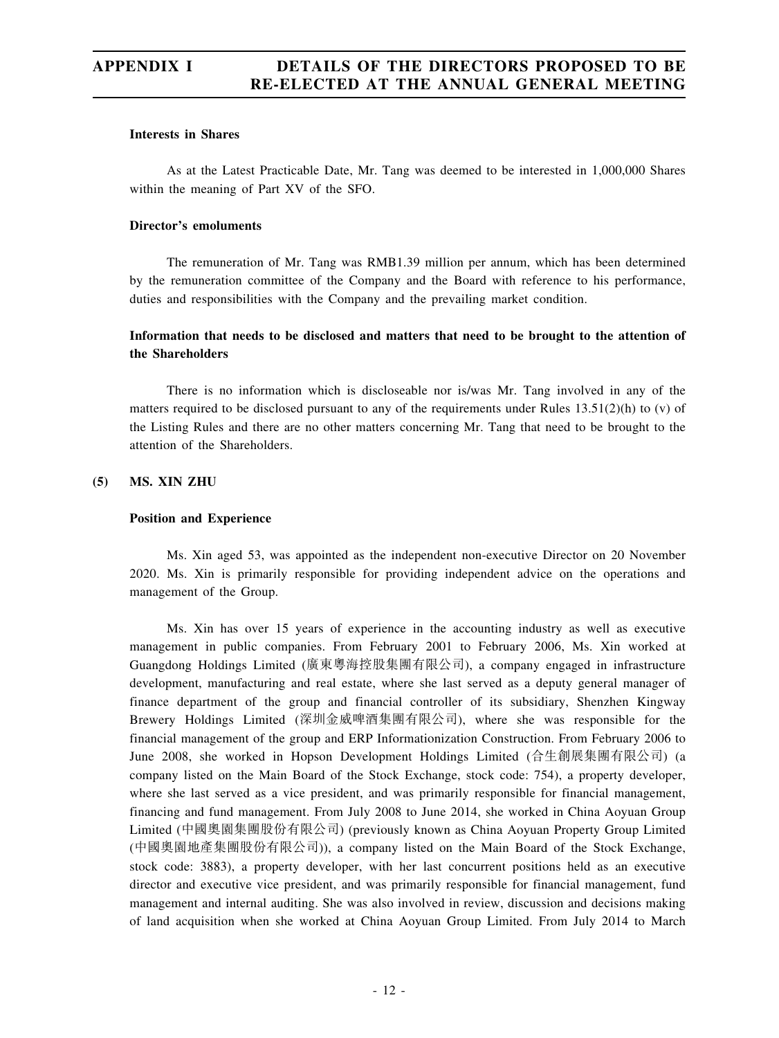**Interests in Shares**

As at the Latest Practicable Date, Mr. Tang was deemed to be interested in 1,000,000 Shares within the meaning of Part XV of the SFO.

**Director's emoluments**

The remuneration of Mr. Tang was RMB1.39 million per annum, which has been determined by the remuneration committee of the Company and the Board with reference to his performance, duties and responsibilities with the Company and the prevailing market condition.

**Information that needs to be disclosed and matters that need to be brought to the attention of the Shareholders**

There is no information which is discloseable nor is/was Mr. Tang involved in any of the matters required to be disclosed pursuant to any of the requirements under Rules 13.51(2)(h) to (v) of the Listing Rules and there are no other matters concerning Mr. Tang that need to be brought to the attention of the Shareholders.

**(5) MS. XIN ZHU**

**Position and Experience**

Ms. Xin aged 53, was appointed as the independent non-executive Director on 20 November 2020. Ms. Xin is primarily responsible for providing independent advice on the operations and management of the Group.

Ms. Xin has over 15 years of experience in the accounting industry as well as executive management in public companies. From February 2001 to February 2006, Ms. Xin worked at Guangdong Holdings Limited (廣東粵海控股集團有限公司), a company engaged in infrastructure development, manufacturing and real estate, where she last served as a deputy general manager of finance department of the group and financial controller of its subsidiary, Shenzhen Kingway Brewery Holdings Limited (深圳金威啤酒集團有限公司), where she was responsible for the financial management of the group and ERP Informationization Construction. From February 2006 to June 2008, she worked in Hopson Development Holdings Limited (合生創展集團有限公司) (a company listed on the Main Board of the Stock Exchange, stock code: 754), a property developer, where she last served as a vice president, and was primarily responsible for financial management, financing and fund management. From July 2008 to June 2014, she worked in China Aoyuan Group Limited (中國奧園集團股份有限公司) (previously known as China Aoyuan Property Group Limited (中國奧園地產集團股份有限公司)), a company listed on the Main Board of the Stock Exchange, stock code: 3883), a property developer, with her last concurrent positions held as an executive director and executive vice president, and was primarily responsible for financial management, fund management and internal auditing. She was also involved in review, discussion and decisions making of land acquisition when she worked at China Aoyuan Group Limited. From July 2014 to March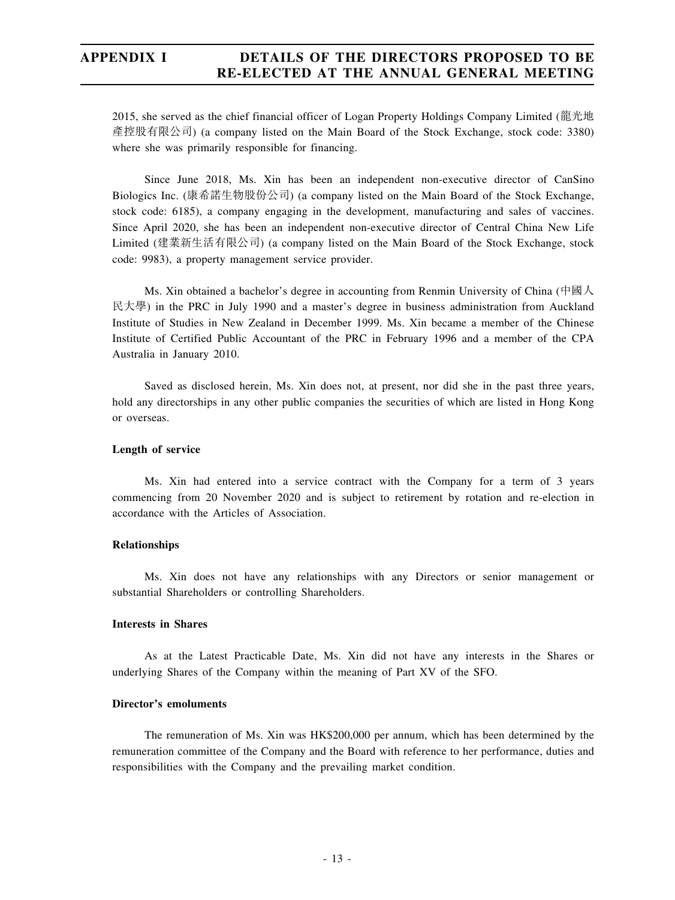2015, she served as the chief financial officer of Logan Property Holdings Company Limited (龍光地產控股有限公司) (a company listed on the Main Board of the Stock Exchange, stock code: 3380) where she was primarily responsible for financing.

Since June 2018, Ms. Xin has been an independent non-executive director of CanSino Biologics Inc. (康希諾生物股份公司) (a company listed on the Main Board of the Stock Exchange, stock code: 6185), a company engaging in the development, manufacturing and sales of vaccines. Since April 2020, she has been an independent non-executive director of Central China New Life Limited (建業新生活有限公司) (a company listed on the Main Board of the Stock Exchange, stock code: 9983), a property management service provider.

Ms. Xin obtained a bachelor's degree in accounting from Renmin University of China (中國人民大學) in the PRC in July 1990 and a master's degree in business administration from Auckland Institute of Studies in New Zealand in December 1999. Ms. Xin became a member of the Chinese Institute of Certified Public Accountant of the PRC in February 1996 and a member of the CPA Australia in January 2010.

Saved as disclosed herein, Ms. Xin does not, at present, nor did she in the past three years, hold any directorships in any other public companies the securities of which are listed in Hong Kong or overseas.

**Length of service**

Ms. Xin had entered into a service contract with the Company for a term of 3 years commencing from 20 November 2020 and is subject to retirement by rotation and re-election in accordance with the Articles of Association.

**Relationships**

Ms. Xin does not have any relationships with any Directors or senior management or substantial Shareholders or controlling Shareholders.

**Interests in Shares**

As at the Latest Practicable Date, Ms. Xin did not have any interests in the Shares or underlying Shares of the Company within the meaning of Part XV of the SFO.

**Director's emoluments**

The remuneration of Ms. Xin was HK$200,000 per annum, which has been determined by the remuneration committee of the Company and the Board with reference to her performance, duties and responsibilities with the Company and the prevailing market condition.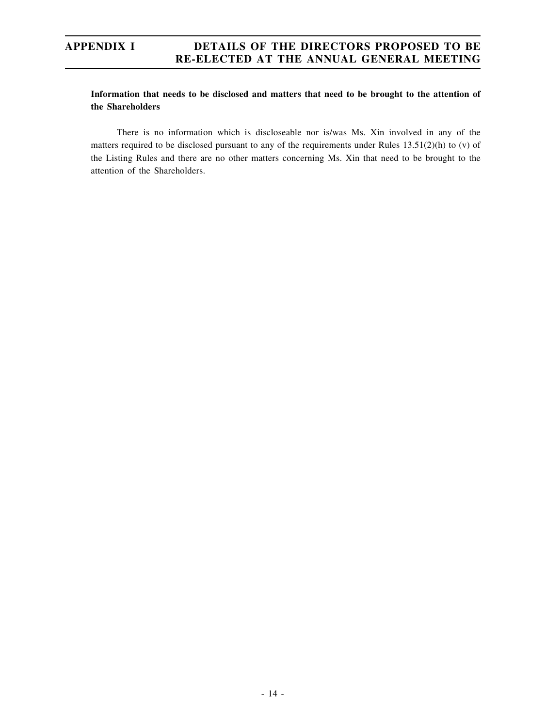**Information that needs to be disclosed and matters that need to be brought to the attention of the Shareholders**

There is no information which is discloseable nor is/was Ms. Xin involved in any of the matters required to be disclosed pursuant to any of the requirements under Rules 13.51(2)(h) to (v) of the Listing Rules and there are no other matters concerning Ms. Xin that need to be brought to the attention of the Shareholders.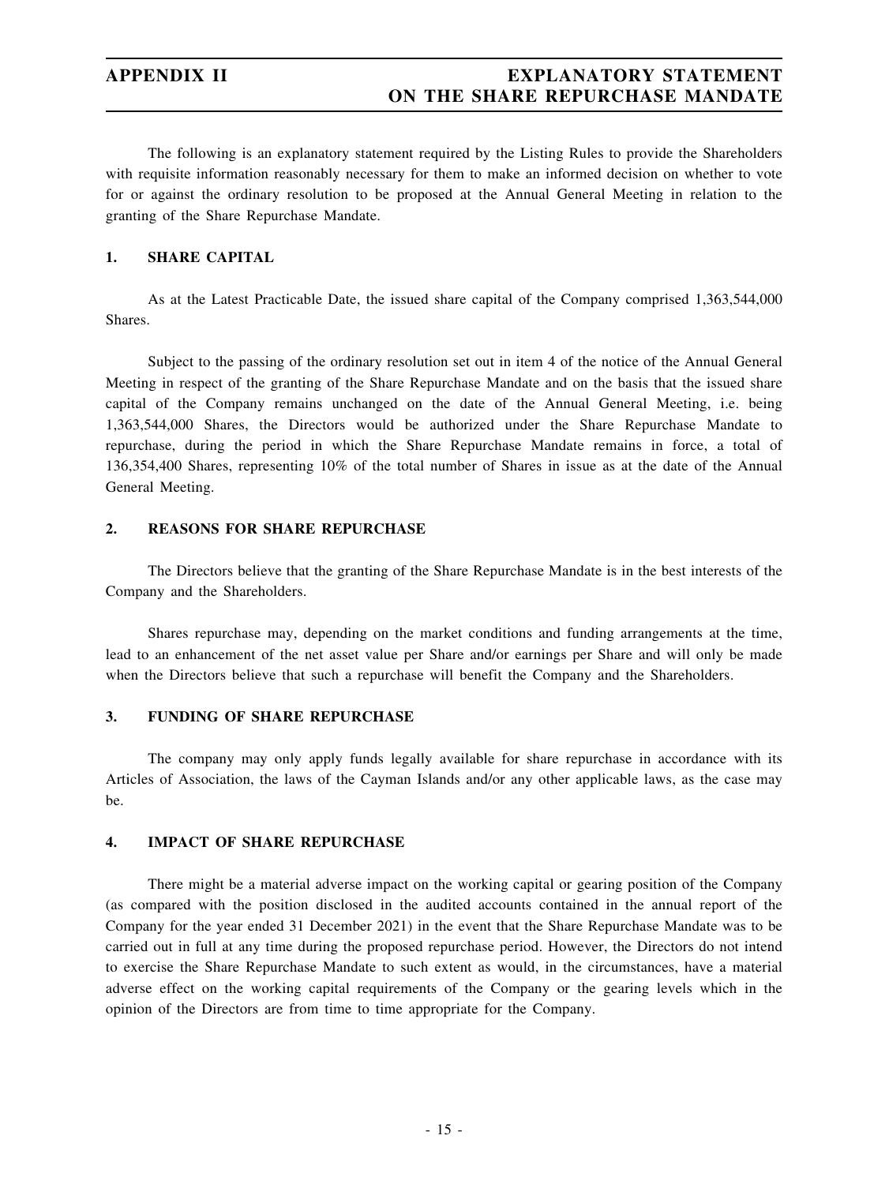# APPENDIX II EXPLANATORY STATEMENT ON THE SHARE REPURCHASE MANDATE

The following is an explanatory statement required by the Listing Rules to provide the Shareholders with requisite information reasonably necessary for them to make an informed decision on whether to vote for or against the ordinary resolution to be proposed at the Annual General Meeting in relation to the granting of the Share Repurchase Mandate.

## 1. SHARE CAPITAL

As at the Latest Practicable Date, the issued share capital of the Company comprised 1,363,544,000 Shares.

Subject to the passing of the ordinary resolution set out in item 4 of the notice of the Annual General Meeting in respect of the granting of the Share Repurchase Mandate and on the basis that the issued share capital of the Company remains unchanged on the date of the Annual General Meeting, i.e. being 1,363,544,000 Shares, the Directors would be authorized under the Share Repurchase Mandate to repurchase, during the period in which the Share Repurchase Mandate remains in force, a total of 136,354,400 Shares, representing 10% of the total number of Shares in issue as at the date of the Annual General Meeting.

## 2. REASONS FOR SHARE REPURCHASE

The Directors believe that the granting of the Share Repurchase Mandate is in the best interests of the Company and the Shareholders.

Shares repurchase may, depending on the market conditions and funding arrangements at the time, lead to an enhancement of the net asset value per Share and/or earnings per Share and will only be made when the Directors believe that such a repurchase will benefit the Company and the Shareholders.

## 3. FUNDING OF SHARE REPURCHASE

The company may only apply funds legally available for share repurchase in accordance with its Articles of Association, the laws of the Cayman Islands and/or any other applicable laws, as the case may be.

## 4. IMPACT OF SHARE REPURCHASE

There might be a material adverse impact on the working capital or gearing position of the Company (as compared with the position disclosed in the audited accounts contained in the annual report of the Company for the year ended 31 December 2021) in the event that the Share Repurchase Mandate was to be carried out in full at any time during the proposed repurchase period. However, the Directors do not intend to exercise the Share Repurchase Mandate to such extent as would, in the circumstances, have a material adverse effect on the working capital requirements of the Company or the gearing levels which in the opinion of the Directors are from time to time appropriate for the Company.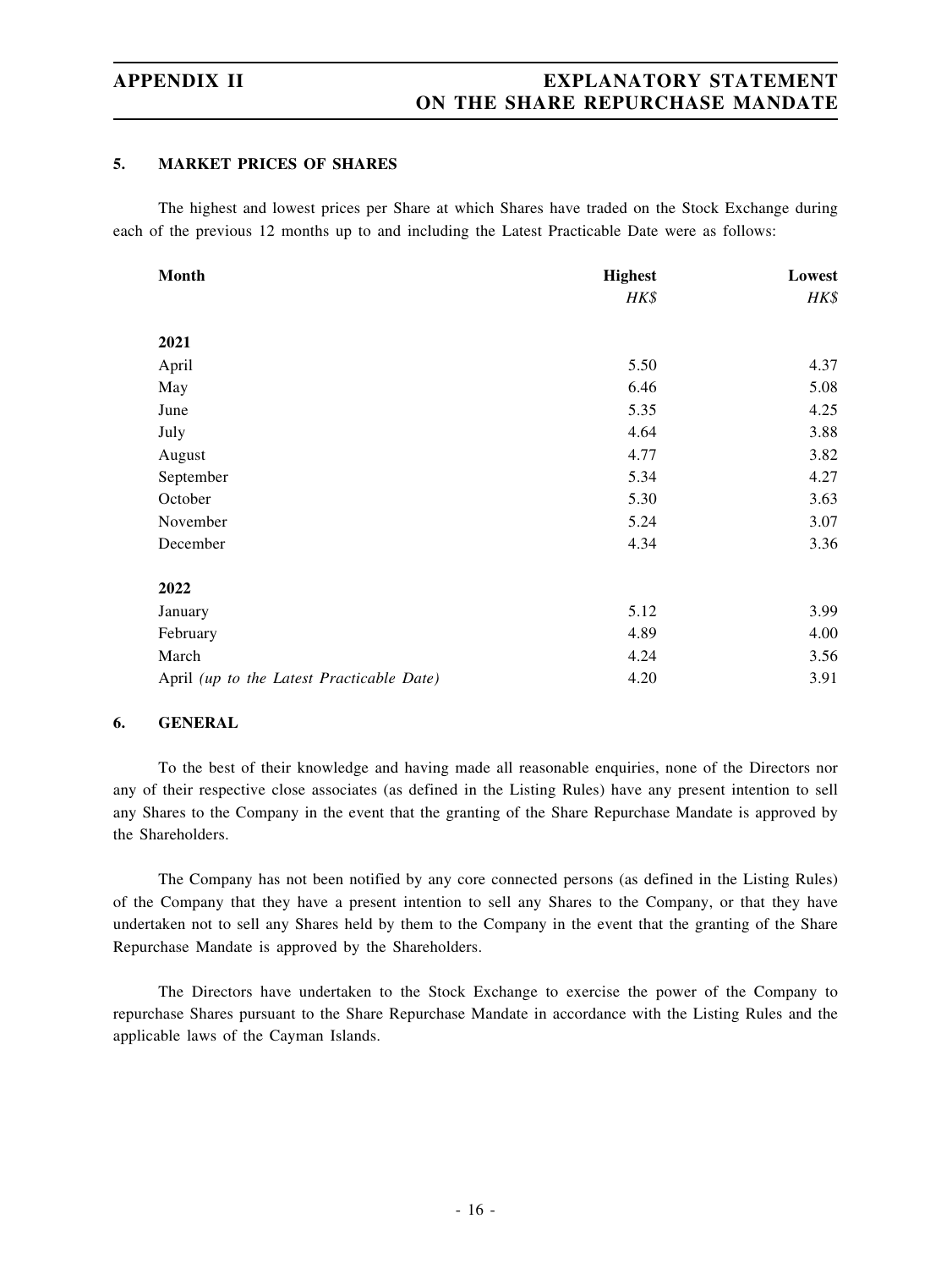## 5. MARKET PRICES OF SHARES

The highest and lowest prices per Share at which Shares have traded on the Stock Exchange during each of the previous 12 months up to and including the Latest Practicable Date were as follows:

| Month | Highest | Lowest |
|---|---|---|
| | *HK$* | *HK$* |
| **2021** | | |
| April | 5.50 | 4.37 |
| May | 6.46 | 5.08 |
| June | 5.35 | 4.25 |
| July | 4.64 | 3.88 |
| August | 4.77 | 3.82 |
| September | 5.34 | 4.27 |
| October | 5.30 | 3.63 |
| November | 5.24 | 3.07 |
| December | 4.34 | 3.36 |
| **2022** | | |
| January | 5.12 | 3.99 |
| February | 4.89 | 4.00 |
| March | 4.24 | 3.56 |
| April *(up to the Latest Practicable Date)* | 4.20 | 3.91 |

## 6. GENERAL

To the best of their knowledge and having made all reasonable enquiries, none of the Directors nor any of their respective close associates (as defined in the Listing Rules) have any present intention to sell any Shares to the Company in the event that the granting of the Share Repurchase Mandate is approved by the Shareholders.

The Company has not been notified by any core connected persons (as defined in the Listing Rules) of the Company that they have a present intention to sell any Shares to the Company, or that they have undertaken not to sell any Shares held by them to the Company in the event that the granting of the Share Repurchase Mandate is approved by the Shareholders.

The Directors have undertaken to the Stock Exchange to exercise the power of the Company to repurchase Shares pursuant to the Share Repurchase Mandate in accordance with the Listing Rules and the applicable laws of the Cayman Islands.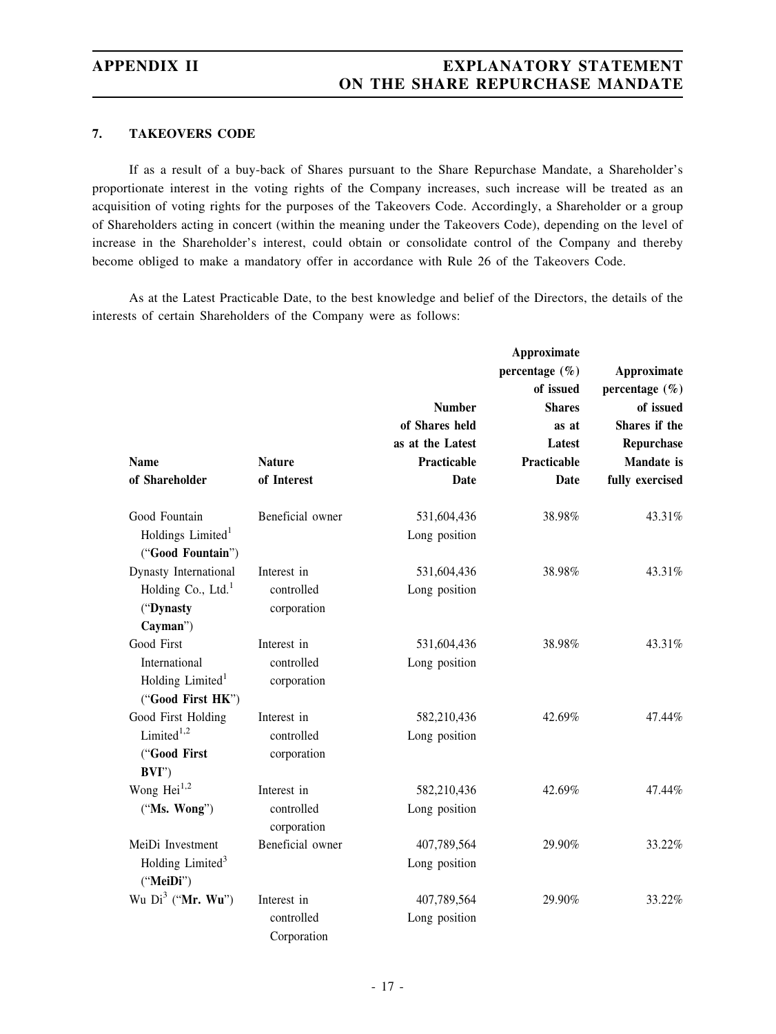## 7. TAKEOVERS CODE

If as a result of a buy-back of Shares pursuant to the Share Repurchase Mandate, a Shareholder's proportionate interest in the voting rights of the Company increases, such increase will be treated as an acquisition of voting rights for the purposes of the Takeovers Code. Accordingly, a Shareholder or a group of Shareholders acting in concert (within the meaning under the Takeovers Code), depending on the level of increase in the Shareholder's interest, could obtain or consolidate control of the Company and thereby become obliged to make a mandatory offer in accordance with Rule 26 of the Takeovers Code.

As at the Latest Practicable Date, to the best knowledge and belief of the Directors, the details of the interests of certain Shareholders of the Company were as follows:

| Name of Shareholder | Nature of Interest | Number of Shares held as at the Latest Practicable Date | Approximate percentage (%) of issued Shares as at Latest Practicable Date | Approximate percentage (%) of issued Shares if the Repurchase Mandate is fully exercised |
|---|---|---|---|---|
| Good Fountain Holdings Limited[1] ("**Good Fountain**") | Beneficial owner | 531,604,436 Long position | 38.98% | 43.31% |
| Dynasty International Holding Co., Ltd.[1] ("**Dynasty Cayman**") | Interest in controlled corporation | 531,604,436 Long position | 38.98% | 43.31% |
| Good First International Holding Limited[1] ("**Good First HK**") | Interest in controlled corporation | 531,604,436 Long position | 38.98% | 43.31% |
| Good First Holding Limited[1,2] ("**Good First BVI**") | Interest in controlled corporation | 582,210,436 Long position | 42.69% | 47.44% |
| Wong Hei[1,2] ("**Ms. Wong**") | Interest in controlled corporation | 582,210,436 Long position | 42.69% | 47.44% |
| MeiDi Investment Holding Limited[3] ("**MeiDi**") | Beneficial owner | 407,789,564 Long position | 29.90% | 33.22% |
| Wu Di[3] ("**Mr. Wu**") | Interest in controlled Corporation | 407,789,564 Long position | 29.90% | 33.22% |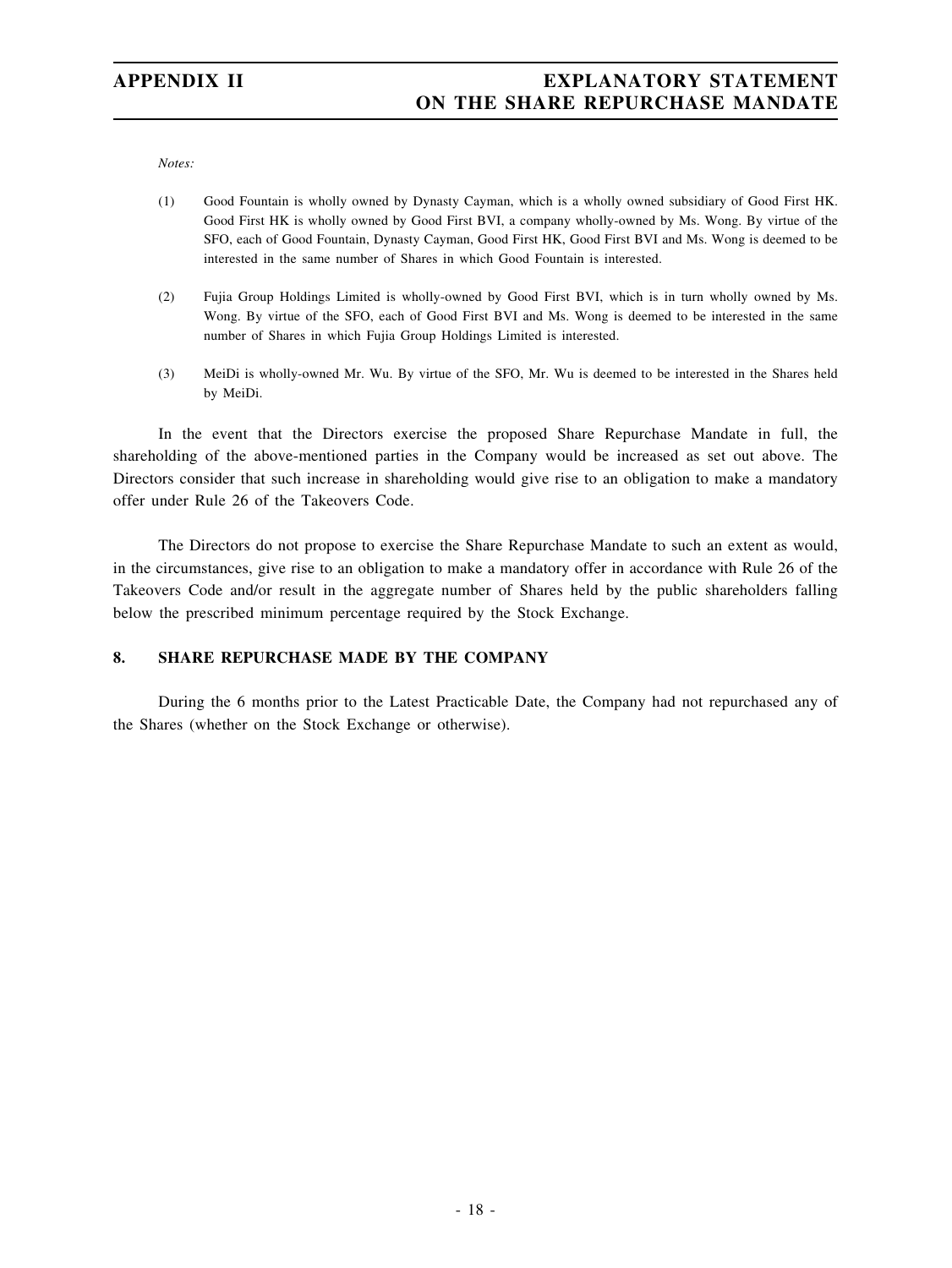*Notes:*

(1) Good Fountain is wholly owned by Dynasty Cayman, which is a wholly owned subsidiary of Good First HK. Good First HK is wholly owned by Good First BVI, a company wholly-owned by Ms. Wong. By virtue of the SFO, each of Good Fountain, Dynasty Cayman, Good First HK, Good First BVI and Ms. Wong is deemed to be interested in the same number of Shares in which Good Fountain is interested.

(2) Fujia Group Holdings Limited is wholly-owned by Good First BVI, which is in turn wholly owned by Ms. Wong. By virtue of the SFO, each of Good First BVI and Ms. Wong is deemed to be interested in the same number of Shares in which Fujia Group Holdings Limited is interested.

(3) MeiDi is wholly-owned Mr. Wu. By virtue of the SFO, Mr. Wu is deemed to be interested in the Shares held by MeiDi.

In the event that the Directors exercise the proposed Share Repurchase Mandate in full, the shareholding of the above-mentioned parties in the Company would be increased as set out above. The Directors consider that such increase in shareholding would give rise to an obligation to make a mandatory offer under Rule 26 of the Takeovers Code.

The Directors do not propose to exercise the Share Repurchase Mandate to such an extent as would, in the circumstances, give rise to an obligation to make a mandatory offer in accordance with Rule 26 of the Takeovers Code and/or result in the aggregate number of Shares held by the public shareholders falling below the prescribed minimum percentage required by the Stock Exchange.

## 8. SHARE REPURCHASE MADE BY THE COMPANY

During the 6 months prior to the Latest Practicable Date, the Company had not repurchased any of the Shares (whether on the Stock Exchange or otherwise).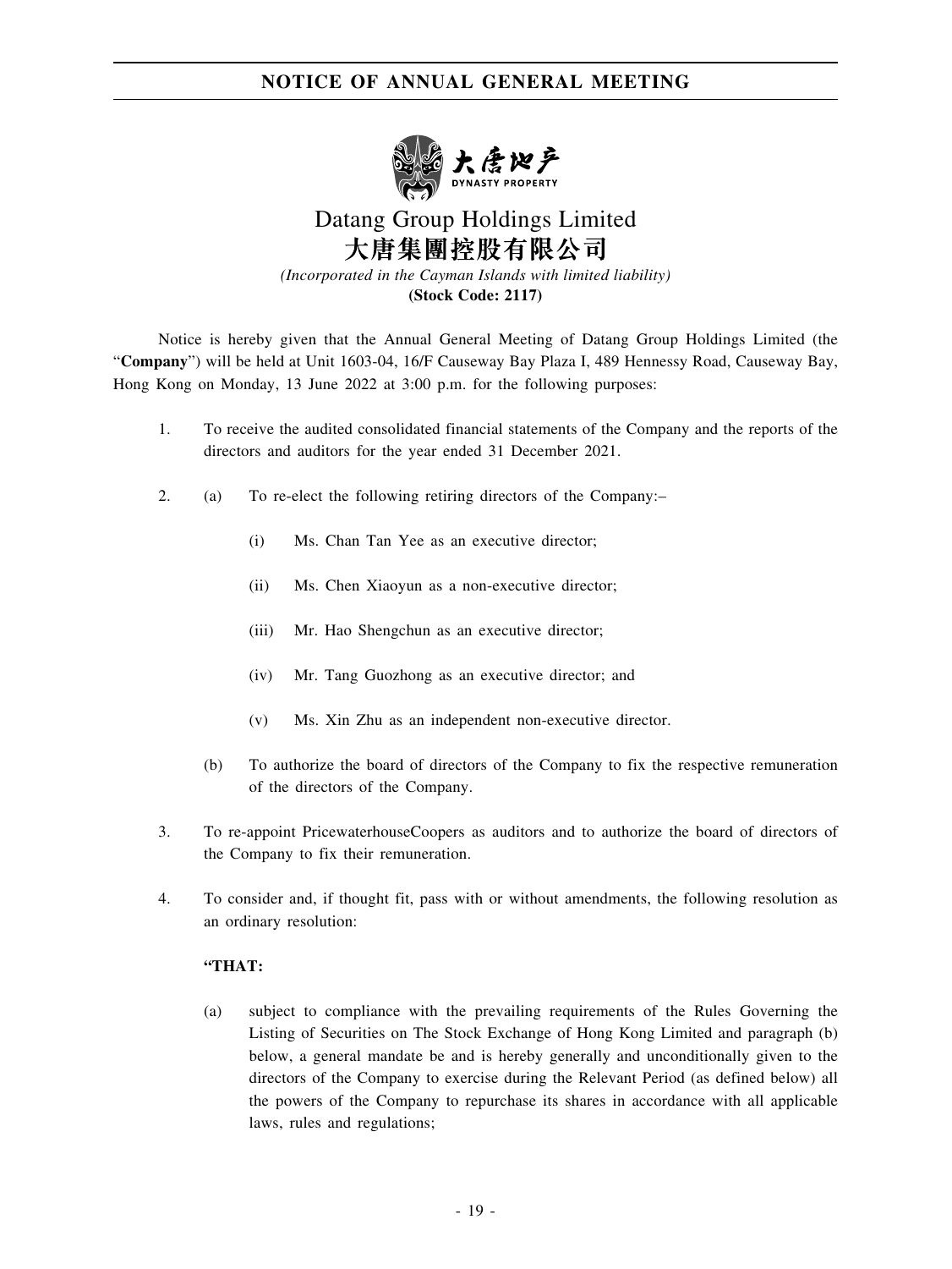# NOTICE OF ANNUAL GENERAL MEETING

Datang Group Holdings Limited
**大唐集團控股有限公司**

*(Incorporated in the Cayman Islands with limited liability)*
**(Stock Code: 2117)**

Notice is hereby given that the Annual General Meeting of Datang Group Holdings Limited (the "**Company**") will be held at Unit 1603-04, 16/F Causeway Bay Plaza I, 489 Hennessy Road, Causeway Bay, Hong Kong on Monday, 13 June 2022 at 3:00 p.m. for the following purposes:

1. To receive the audited consolidated financial statements of the Company and the reports of the directors and auditors for the year ended 31 December 2021.

2. (a) To re-elect the following retiring directors of the Company:–

   (i) Ms. Chan Tan Yee as an executive director;

   (ii) Ms. Chen Xiaoyun as a non-executive director;

   (iii) Mr. Hao Shengchun as an executive director;

   (iv) Mr. Tang Guozhong as an executive director; and

   (v) Ms. Xin Zhu as an independent non-executive director.

   (b) To authorize the board of directors of the Company to fix the respective remuneration of the directors of the Company.

3. To re-appoint PricewaterhouseCoopers as auditors and to authorize the board of directors of the Company to fix their remuneration.

4. To consider and, if thought fit, pass with or without amendments, the following resolution as an ordinary resolution:

   **"THAT:**

   (a) subject to compliance with the prevailing requirements of the Rules Governing the Listing of Securities on The Stock Exchange of Hong Kong Limited and paragraph (b) below, a general mandate be and is hereby generally and unconditionally given to the directors of the Company to exercise during the Relevant Period (as defined below) all the powers of the Company to repurchase its shares in accordance with all applicable laws, rules and regulations;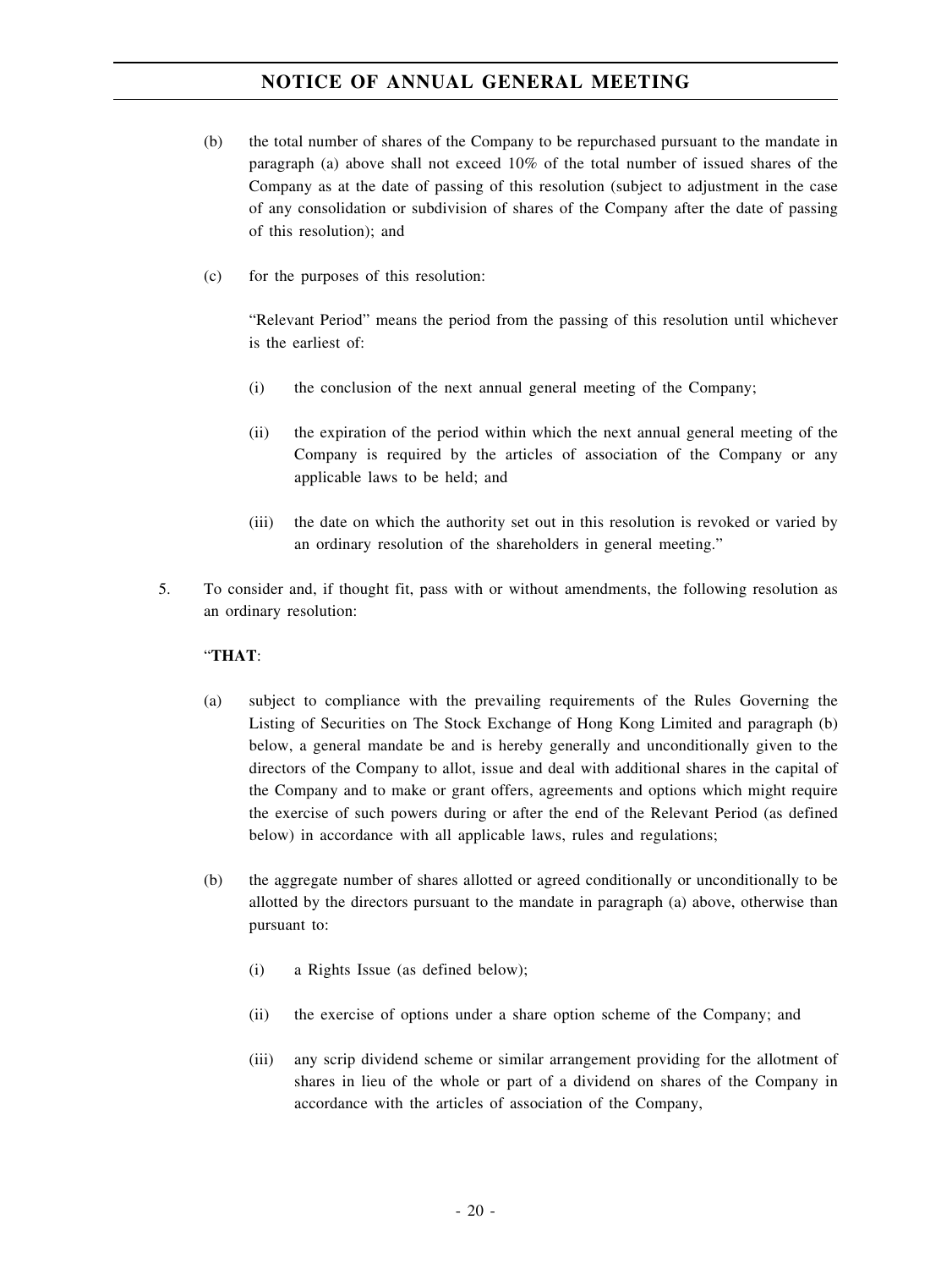(b) the total number of shares of the Company to be repurchased pursuant to the mandate in paragraph (a) above shall not exceed 10% of the total number of issued shares of the Company as at the date of passing of this resolution (subject to adjustment in the case of any consolidation or subdivision of shares of the Company after the date of passing of this resolution); and

(c) for the purposes of this resolution:

"Relevant Period" means the period from the passing of this resolution until whichever is the earliest of:

(i) the conclusion of the next annual general meeting of the Company;

(ii) the expiration of the period within which the next annual general meeting of the Company is required by the articles of association of the Company or any applicable laws to be held; and

(iii) the date on which the authority set out in this resolution is revoked or varied by an ordinary resolution of the shareholders in general meeting."

5. To consider and, if thought fit, pass with or without amendments, the following resolution as an ordinary resolution:

"**THAT**:

(a) subject to compliance with the prevailing requirements of the Rules Governing the Listing of Securities on The Stock Exchange of Hong Kong Limited and paragraph (b) below, a general mandate be and is hereby generally and unconditionally given to the directors of the Company to allot, issue and deal with additional shares in the capital of the Company and to make or grant offers, agreements and options which might require the exercise of such powers during or after the end of the Relevant Period (as defined below) in accordance with all applicable laws, rules and regulations;

(b) the aggregate number of shares allotted or agreed conditionally or unconditionally to be allotted by the directors pursuant to the mandate in paragraph (a) above, otherwise than pursuant to:

(i) a Rights Issue (as defined below);

(ii) the exercise of options under a share option scheme of the Company; and

(iii) any scrip dividend scheme or similar arrangement providing for the allotment of shares in lieu of the whole or part of a dividend on shares of the Company in accordance with the articles of association of the Company,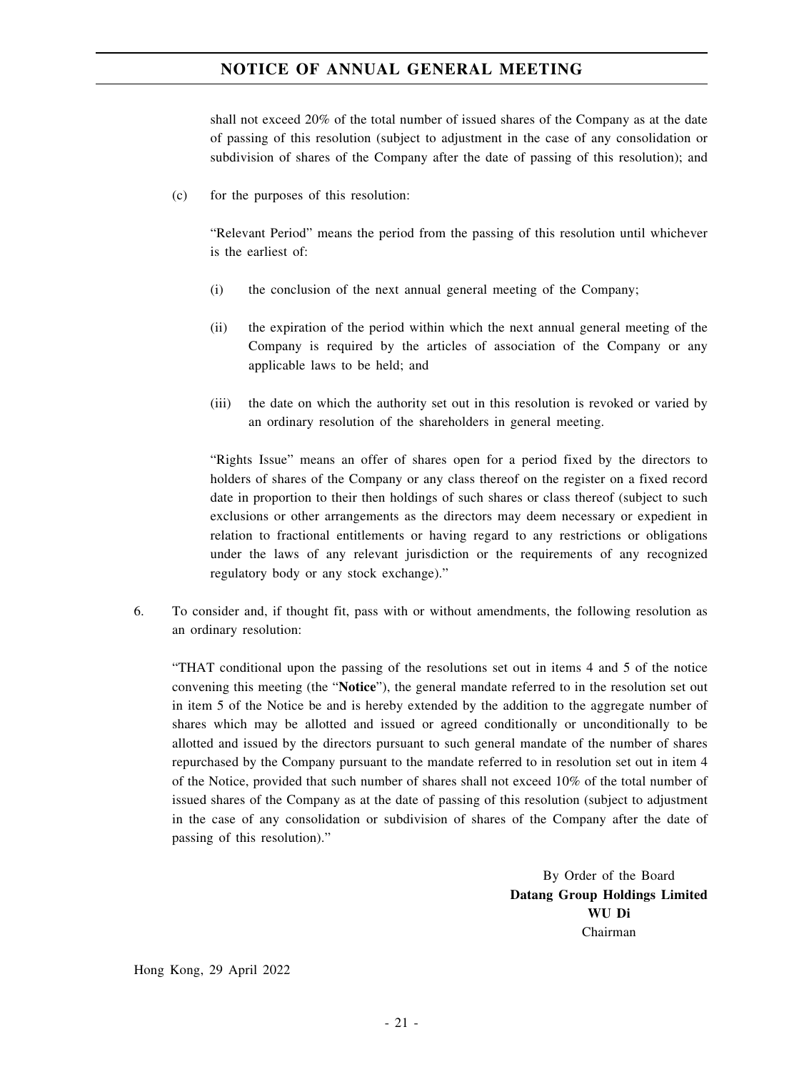shall not exceed 20% of the total number of issued shares of the Company as at the date of passing of this resolution (subject to adjustment in the case of any consolidation or subdivision of shares of the Company after the date of passing of this resolution); and

(c) for the purposes of this resolution:

"Relevant Period" means the period from the passing of this resolution until whichever is the earliest of:

(i) the conclusion of the next annual general meeting of the Company;

(ii) the expiration of the period within which the next annual general meeting of the Company is required by the articles of association of the Company or any applicable laws to be held; and

(iii) the date on which the authority set out in this resolution is revoked or varied by an ordinary resolution of the shareholders in general meeting.

"Rights Issue" means an offer of shares open for a period fixed by the directors to holders of shares of the Company or any class thereof on the register on a fixed record date in proportion to their then holdings of such shares or class thereof (subject to such exclusions or other arrangements as the directors may deem necessary or expedient in relation to fractional entitlements or having regard to any restrictions or obligations under the laws of any relevant jurisdiction or the requirements of any recognized regulatory body or any stock exchange)."

6. To consider and, if thought fit, pass with or without amendments, the following resolution as an ordinary resolution:

"THAT conditional upon the passing of the resolutions set out in items 4 and 5 of the notice convening this meeting (the "**Notice**"), the general mandate referred to in the resolution set out in item 5 of the Notice be and is hereby extended by the addition to the aggregate number of shares which may be allotted and issued or agreed conditionally or unconditionally to be allotted and issued by the directors pursuant to such general mandate of the number of shares repurchased by the Company pursuant to the mandate referred to in resolution set out in item 4 of the Notice, provided that such number of shares shall not exceed 10% of the total number of issued shares of the Company as at the date of passing of this resolution (subject to adjustment in the case of any consolidation or subdivision of shares of the Company after the date of passing of this resolution)."

By Order of the Board
**Datang Group Holdings Limited**
**WU Di**
Chairman

Hong Kong, 29 April 2022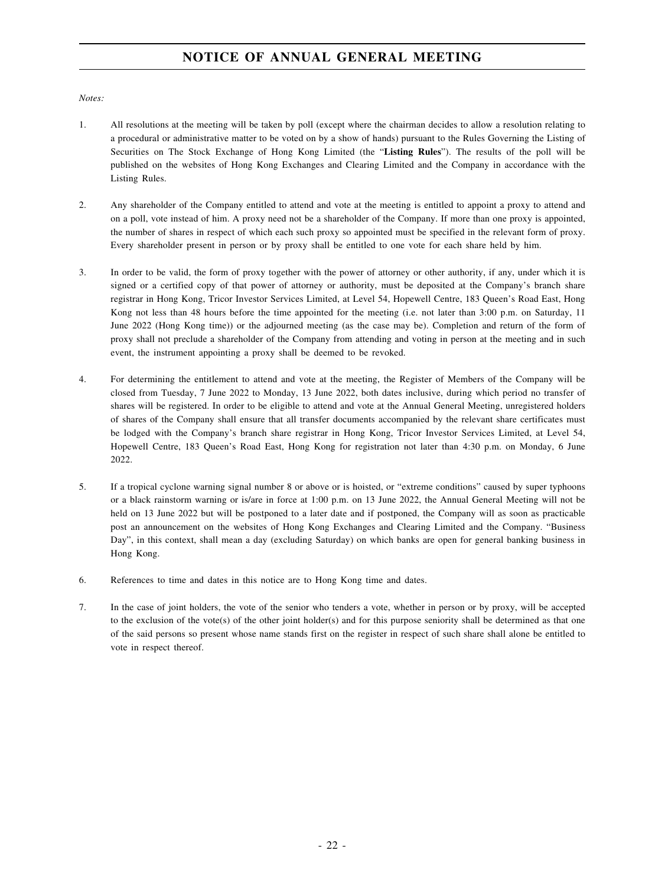# NOTICE OF ANNUAL GENERAL MEETING

*Notes:*

1. All resolutions at the meeting will be taken by poll (except where the chairman decides to allow a resolution relating to a procedural or administrative matter to be voted on by a show of hands) pursuant to the Rules Governing the Listing of Securities on The Stock Exchange of Hong Kong Limited (the "**Listing Rules**"). The results of the poll will be published on the websites of Hong Kong Exchanges and Clearing Limited and the Company in accordance with the Listing Rules.

2. Any shareholder of the Company entitled to attend and vote at the meeting is entitled to appoint a proxy to attend and on a poll, vote instead of him. A proxy need not be a shareholder of the Company. If more than one proxy is appointed, the number of shares in respect of which each such proxy so appointed must be specified in the relevant form of proxy. Every shareholder present in person or by proxy shall be entitled to one vote for each share held by him.

3. In order to be valid, the form of proxy together with the power of attorney or other authority, if any, under which it is signed or a certified copy of that power of attorney or authority, must be deposited at the Company's branch share registrar in Hong Kong, Tricor Investor Services Limited, at Level 54, Hopewell Centre, 183 Queen's Road East, Hong Kong not less than 48 hours before the time appointed for the meeting (i.e. not later than 3:00 p.m. on Saturday, 11 June 2022 (Hong Kong time)) or the adjourned meeting (as the case may be). Completion and return of the form of proxy shall not preclude a shareholder of the Company from attending and voting in person at the meeting and in such event, the instrument appointing a proxy shall be deemed to be revoked.

4. For determining the entitlement to attend and vote at the meeting, the Register of Members of the Company will be closed from Tuesday, 7 June 2022 to Monday, 13 June 2022, both dates inclusive, during which period no transfer of shares will be registered. In order to be eligible to attend and vote at the Annual General Meeting, unregistered holders of shares of the Company shall ensure that all transfer documents accompanied by the relevant share certificates must be lodged with the Company's branch share registrar in Hong Kong, Tricor Investor Services Limited, at Level 54, Hopewell Centre, 183 Queen's Road East, Hong Kong for registration not later than 4:30 p.m. on Monday, 6 June 2022.

5. If a tropical cyclone warning signal number 8 or above or is hoisted, or "extreme conditions" caused by super typhoons or a black rainstorm warning or is/are in force at 1:00 p.m. on 13 June 2022, the Annual General Meeting will not be held on 13 June 2022 but will be postponed to a later date and if postponed, the Company will as soon as practicable post an announcement on the websites of Hong Kong Exchanges and Clearing Limited and the Company. "Business Day", in this context, shall mean a day (excluding Saturday) on which banks are open for general banking business in Hong Kong.

6. References to time and dates in this notice are to Hong Kong time and dates.

7. In the case of joint holders, the vote of the senior who tenders a vote, whether in person or by proxy, will be accepted to the exclusion of the vote(s) of the other joint holder(s) and for this purpose seniority shall be determined as that one of the said persons so present whose name stands first on the register in respect of such share shall alone be entitled to vote in respect thereof.